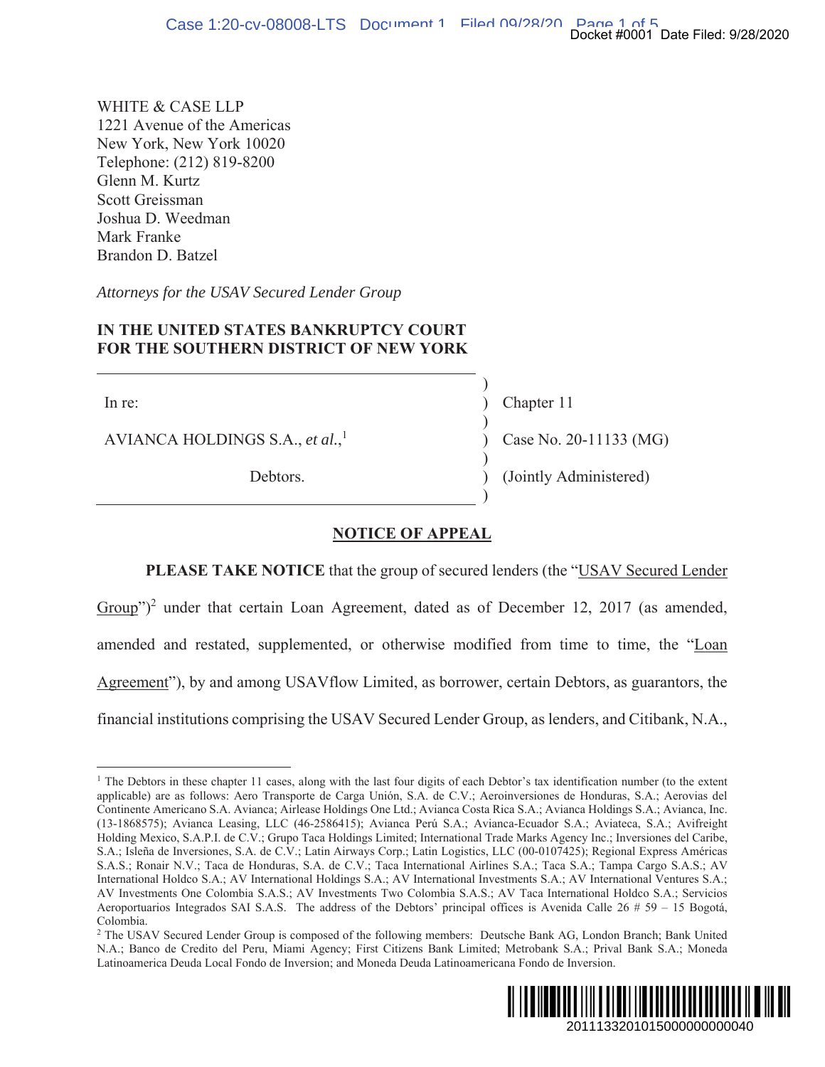WHITE & CASE LLP
1221 Avenue of the Americas
New York, New York 10020
Telephone: (212) 819-8200
Glenn M. Kurtz
Scott Greissman
Joshua D. Weedman
Mark Franke
Brandon D. Batzel

*Attorneys for the USAV Secured Lender Group*

**IN THE UNITED STATES BANKRUPTCY COURT**
**FOR THE SOUTHERN DISTRICT OF NEW YORK**

| | |
|---|---|
| In re: | Chapter 11 |
| AVIANCA HOLDINGS S.A., *et al.*,[1] | Case No. 20-11133 (MG) |
| Debtors. | (Jointly Administered) |

## NOTICE OF APPEAL

**PLEASE TAKE NOTICE** that the group of secured lenders (the "USAV Secured Lender Group")[2] under that certain Loan Agreement, dated as of December 12, 2017 (as amended, amended and restated, supplemented, or otherwise modified from time to time, the "Loan Agreement"), by and among USAVflow Limited, as borrower, certain Debtors, as guarantors, the financial institutions comprising the USAV Secured Lender Group, as lenders, and Citibank, N.A.,

---

[1] The Debtors in these chapter 11 cases, along with the last four digits of each Debtor's tax identification number (to the extent applicable) are as follows: Aero Transporte de Carga Unión, S.A. de C.V.; Aeroinversiones de Honduras, S.A.; Aerovias del Continente Americano S.A. Avianca; Airlease Holdings One Ltd.; Avianca Costa Rica S.A.; Avianca Holdings S.A.; Avianca, Inc. (13-1868575); Avianca Leasing, LLC (46-2586415); Avianca Perú S.A.; Avianca-Ecuador S.A.; Aviateca, S.A.; Avifreight Holding Mexico, S.A.P.I. de C.V.; Grupo Taca Holdings Limited; International Trade Marks Agency Inc.; Inversiones del Caribe, S.A.; Isleña de Inversiones, S.A. de C.V.; Latin Airways Corp.; Latin Logistics, LLC (00-0107425); Regional Express Américas S.A.S.; Ronair N.V.; Taca de Honduras, S.A. de C.V.; Taca International Airlines S.A.; Taca S.A.; Tampa Cargo S.A.S.; AV International Holdco S.A.; AV International Holdings S.A.; AV International Investments S.A.; AV International Ventures S.A.; AV Investments One Colombia S.A.S.; AV Investments Two Colombia S.A.S.; AV Taca International Holdco S.A.; Servicios Aeroportuarios Integrados SAI S.A.S. The address of the Debtors' principal offices is Avenida Calle 26 # 59 – 15 Bogotá, Colombia.

[2] The USAV Secured Lender Group is composed of the following members: Deutsche Bank AG, London Branch; Bank United N.A.; Banco de Credito del Peru, Miami Agency; First Citizens Bank Limited; Metrobank S.A.; Prival Bank S.A.; Moneda Latinoamerica Deuda Local Fondo de Inversion; and Moneda Deuda Latinoamericana Fondo de Inversion.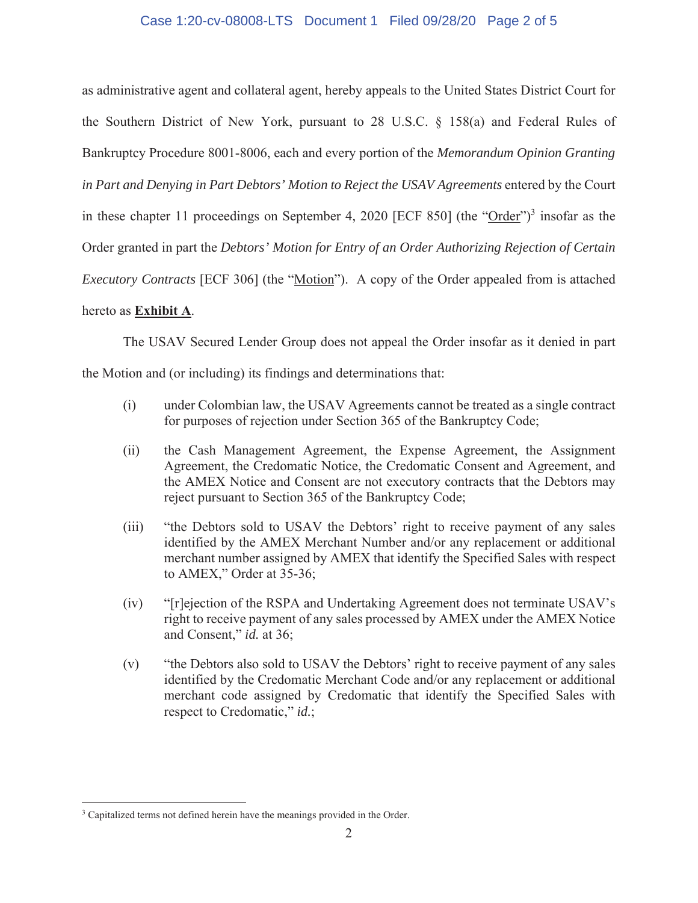as administrative agent and collateral agent, hereby appeals to the United States District Court for the Southern District of New York, pursuant to 28 U.S.C. § 158(a) and Federal Rules of Bankruptcy Procedure 8001-8006, each and every portion of the *Memorandum Opinion Granting in Part and Denying in Part Debtors' Motion to Reject the USAV Agreements* entered by the Court in these chapter 11 proceedings on September 4, 2020 [ECF 850] (the "Order")[3] insofar as the Order granted in part the *Debtors' Motion for Entry of an Order Authorizing Rejection of Certain Executory Contracts* [ECF 306] (the "Motion"). A copy of the Order appealed from is attached hereto as **Exhibit A**.

The USAV Secured Lender Group does not appeal the Order insofar as it denied in part the Motion and (or including) its findings and determinations that:

(i) under Colombian law, the USAV Agreements cannot be treated as a single contract for purposes of rejection under Section 365 of the Bankruptcy Code;

(ii) the Cash Management Agreement, the Expense Agreement, the Assignment Agreement, the Credomatic Notice, the Credomatic Consent and Agreement, and the AMEX Notice and Consent are not executory contracts that the Debtors may reject pursuant to Section 365 of the Bankruptcy Code;

(iii) "the Debtors sold to USAV the Debtors' right to receive payment of any sales identified by the AMEX Merchant Number and/or any replacement or additional merchant number assigned by AMEX that identify the Specified Sales with respect to AMEX," Order at 35-36;

(iv) "[r]ejection of the RSPA and Undertaking Agreement does not terminate USAV's right to receive payment of any sales processed by AMEX under the AMEX Notice and Consent," *id.* at 36;

(v) "the Debtors also sold to USAV the Debtors' right to receive payment of any sales identified by the Credomatic Merchant Code and/or any replacement or additional merchant code assigned by Credomatic that identify the Specified Sales with respect to Credomatic," *id.*;

---

[3] Capitalized terms not defined herein have the meanings provided in the Order.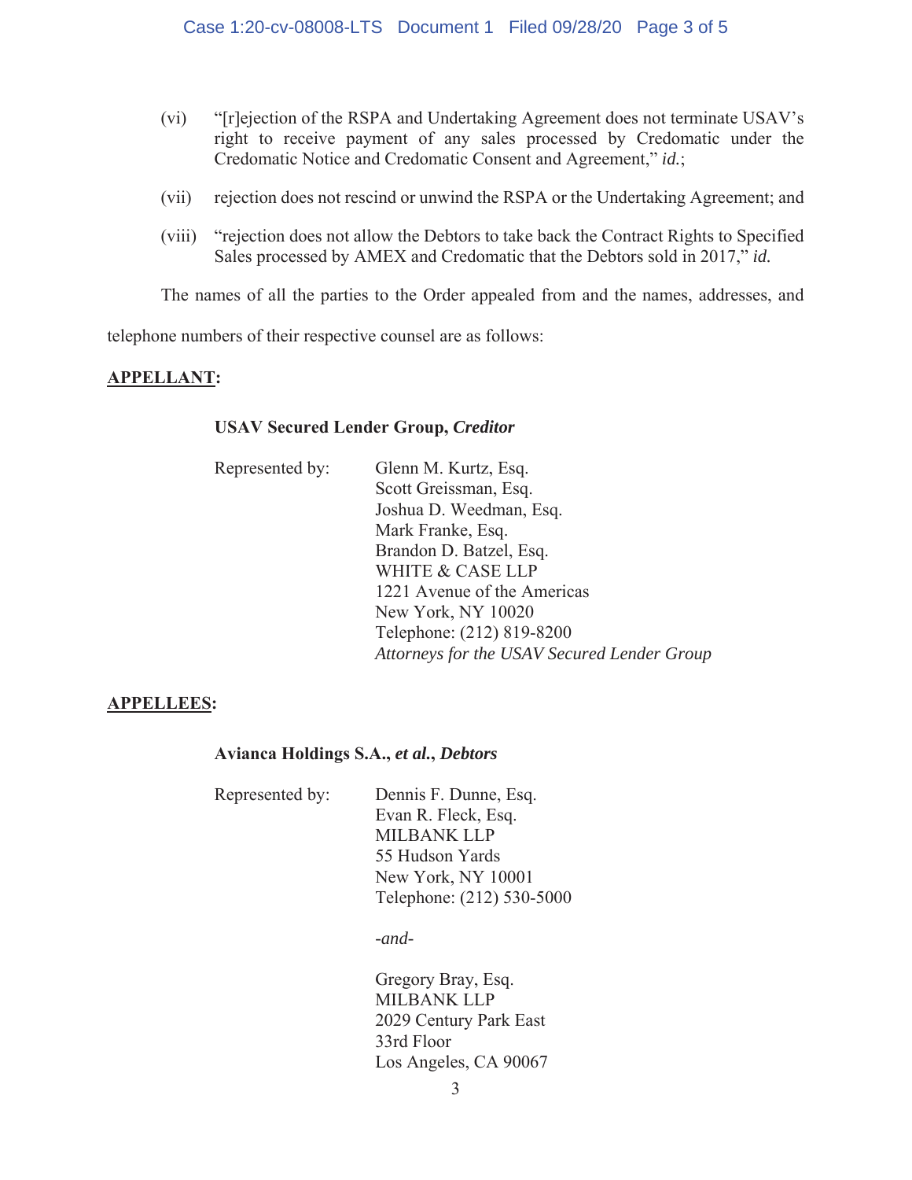(vi) "[r]ejection of the RSPA and Undertaking Agreement does not terminate USAV's right to receive payment of any sales processed by Credomatic under the Credomatic Notice and Credomatic Consent and Agreement," *id.*;

(vii) rejection does not rescind or unwind the RSPA or the Undertaking Agreement; and

(viii) "rejection does not allow the Debtors to take back the Contract Rights to Specified Sales processed by AMEX and Credomatic that the Debtors sold in 2017," *id.*

The names of all the parties to the Order appealed from and the names, addresses, and telephone numbers of their respective counsel are as follows:

**APPELLANT:**

**USAV Secured Lender Group, *Creditor***

Represented by:

Glenn M. Kurtz, Esq.
Scott Greissman, Esq.
Joshua D. Weedman, Esq.
Mark Franke, Esq.
Brandon D. Batzel, Esq.
WHITE & CASE LLP
1221 Avenue of the Americas
New York, NY 10020
Telephone: (212) 819-8200
*Attorneys for the USAV Secured Lender Group*

**APPELLEES:**

**Avianca Holdings S.A., *et al.*, *Debtors***

Represented by:

Dennis F. Dunne, Esq.
Evan R. Fleck, Esq.
MILBANK LLP
55 Hudson Yards
New York, NY 10001
Telephone: (212) 530-5000

*-and-*

Gregory Bray, Esq.
MILBANK LLP
2029 Century Park East
33rd Floor
Los Angeles, CA 90067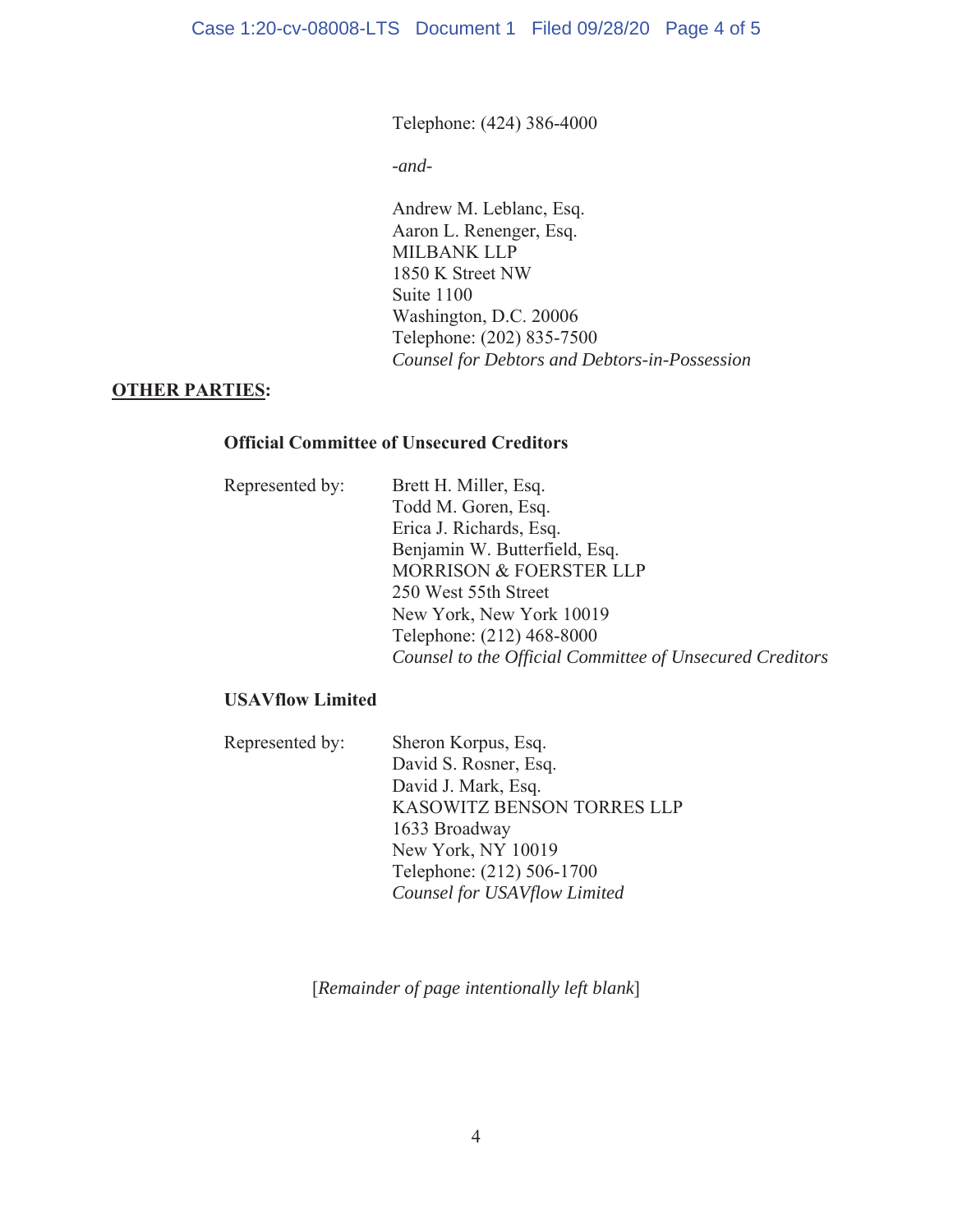Telephone: (424) 386-4000

*-and-*

Andrew M. Leblanc, Esq.
Aaron L. Renenger, Esq.
MILBANK LLP
1850 K Street NW
Suite 1100
Washington, D.C. 20006
Telephone: (202) 835-7500
*Counsel for Debtors and Debtors-in-Possession*

**OTHER PARTIES:**

**Official Committee of Unsecured Creditors**

Represented by:

Brett H. Miller, Esq.
Todd M. Goren, Esq.
Erica J. Richards, Esq.
Benjamin W. Butterfield, Esq.
MORRISON & FOERSTER LLP
250 West 55th Street
New York, New York 10019
Telephone: (212) 468-8000
*Counsel to the Official Committee of Unsecured Creditors*

**USAVflow Limited**

Represented by:

Sheron Korpus, Esq.
David S. Rosner, Esq.
David J. Mark, Esq.
KASOWITZ BENSON TORRES LLP
1633 Broadway
New York, NY 10019
Telephone: (212) 506-1700
*Counsel for USAVflow Limited*

[*Remainder of page intentionally left blank*]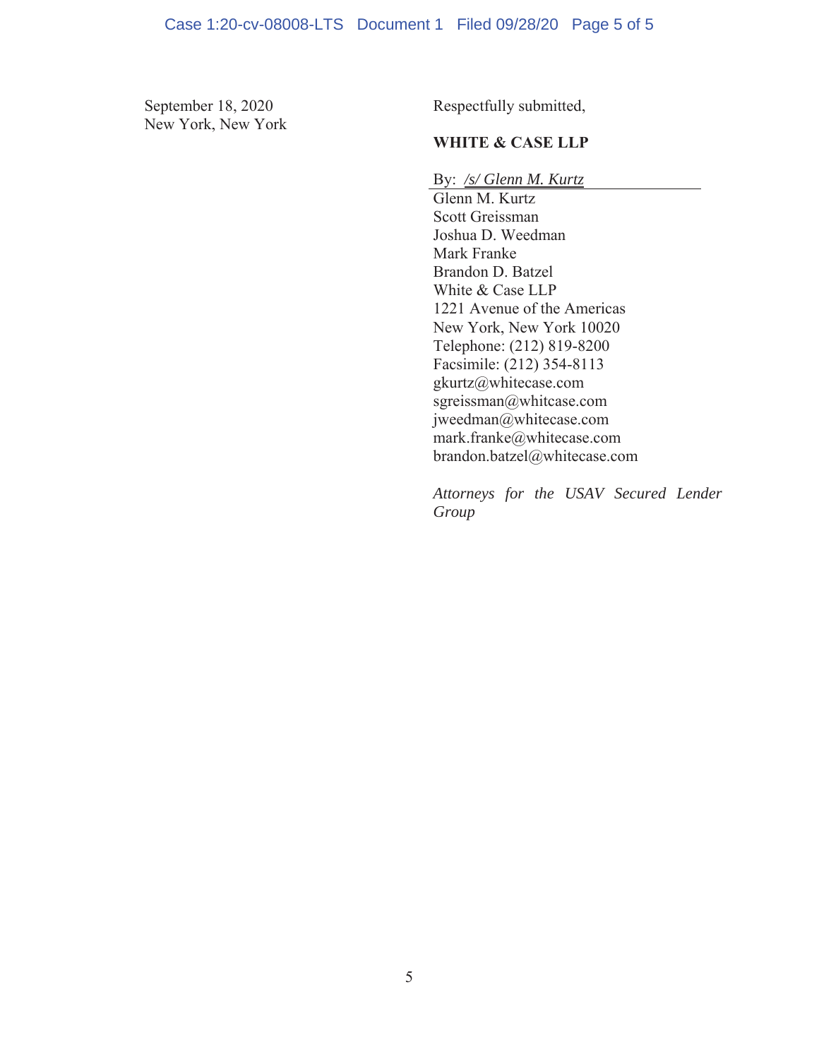September 18, 2020
New York, New York

Respectfully submitted,

**WHITE & CASE LLP**

By: */s/ Glenn M. Kurtz*

Glenn M. Kurtz
Scott Greissman
Joshua D. Weedman
Mark Franke
Brandon D. Batzel
White & Case LLP
1221 Avenue of the Americas
New York, New York 10020
Telephone: (212) 819-8200
Facsimile: (212) 354-8113
gkurtz@whitecase.com
sgreissman@whitcase.com
jweedman@whitecase.com
mark.franke@whitecase.com
brandon.batzel@whitecase.com

*Attorneys for the USAV Secured Lender Group*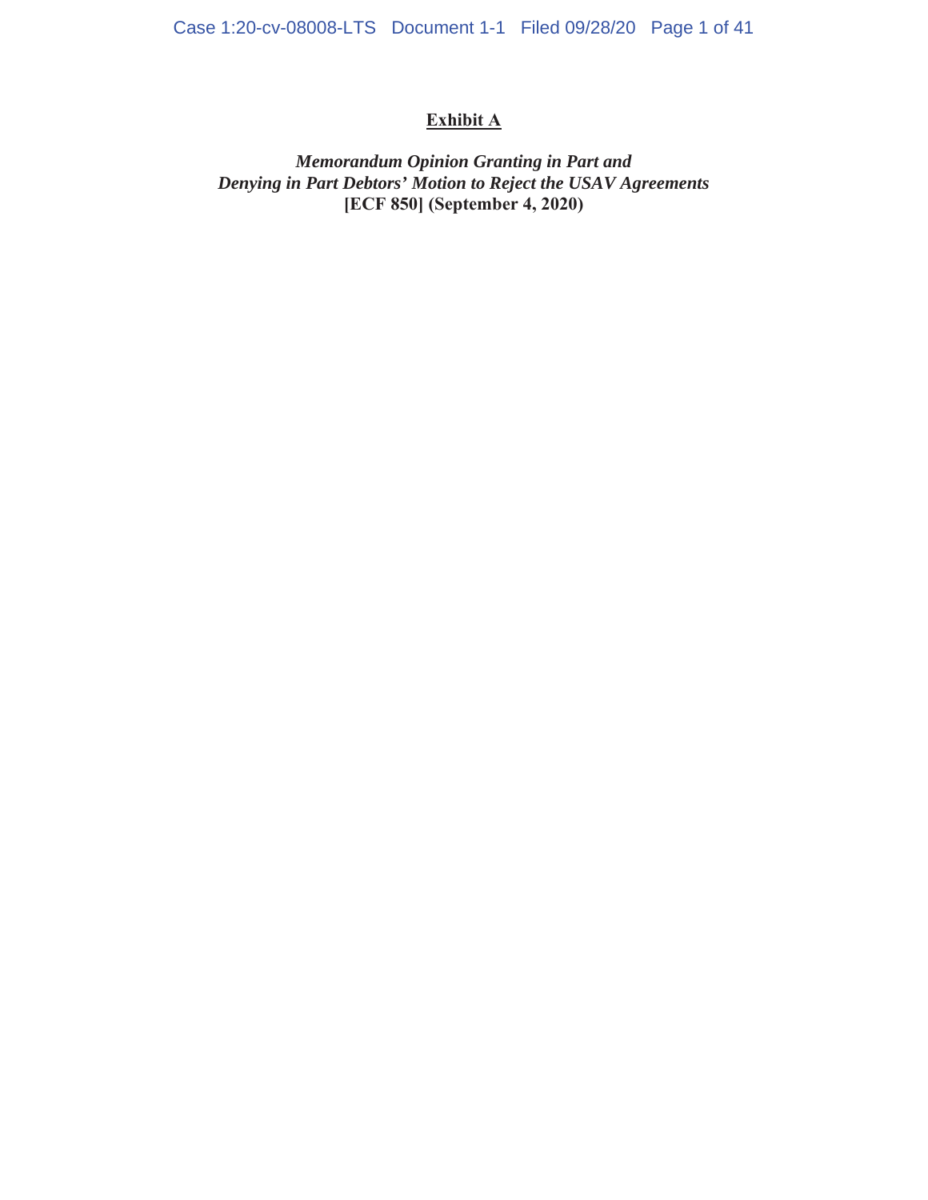# Exhibit A

***Memorandum Opinion Granting in Part and Denying in Part Debtors' Motion to Reject the USAV Agreements***
**[ECF 850] (September 4, 2020)**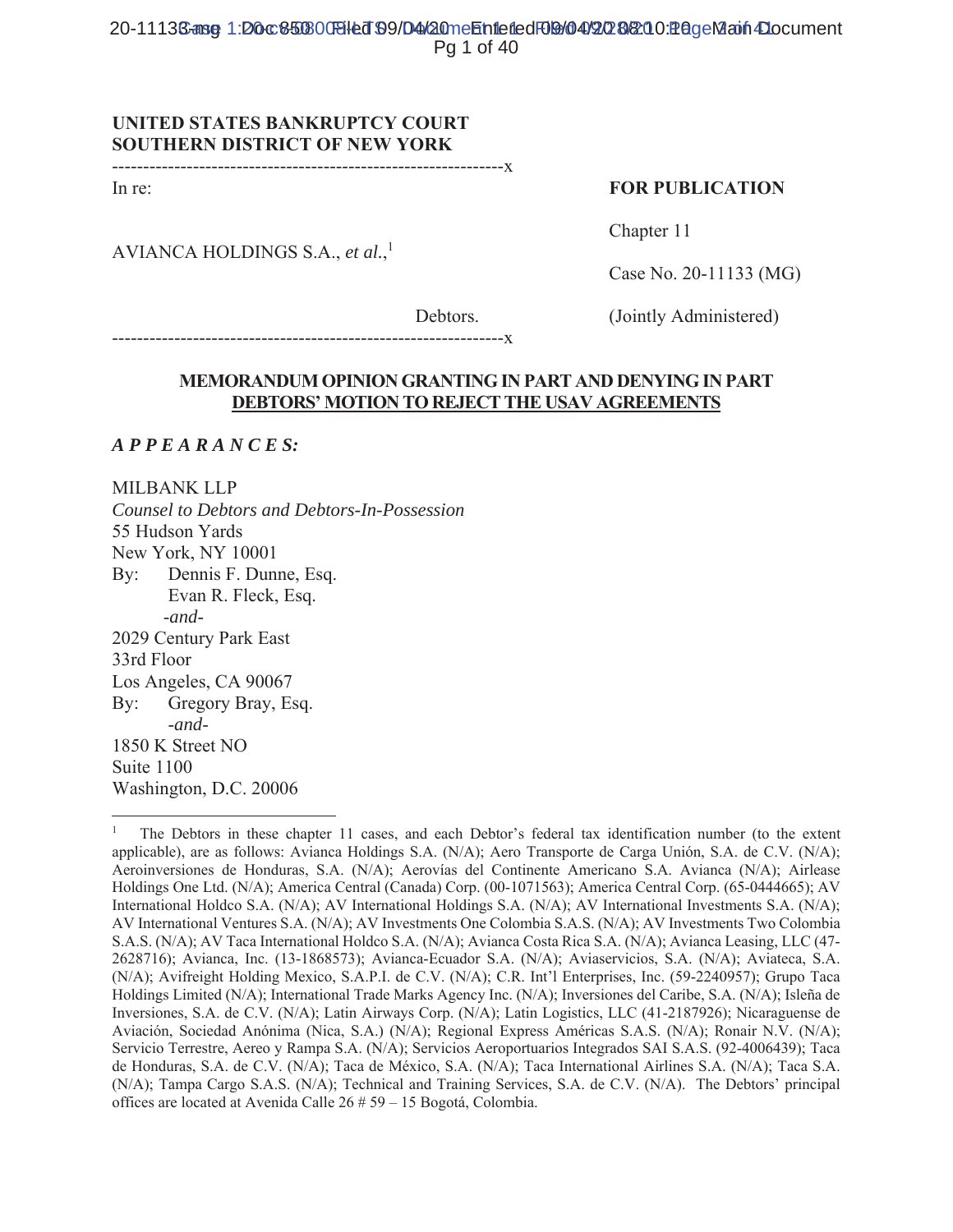**UNITED STATES BANKRUPTCY COURT**
**SOUTHERN DISTRICT OF NEW YORK**

---------------------------------------------------------------x

In re:

AVIANCA HOLDINGS S.A., *et al.*,[1]

Debtors.

---------------------------------------------------------------x

**FOR PUBLICATION**

Chapter 11

Case No. 20-11133 (MG)

(Jointly Administered)

**MEMORANDUM OPINION GRANTING IN PART AND DENYING IN PART DEBTORS' MOTION TO REJECT THE USAV AGREEMENTS**

***A P P E A R A N C E S:***

MILBANK LLP
*Counsel to Debtors and Debtors-In-Possession*
55 Hudson Yards
New York, NY 10001
By: Dennis F. Dunne, Esq.
Evan R. Fleck, Esq.
*-and-*
2029 Century Park East
33rd Floor
Los Angeles, CA 90067
By: Gregory Bray, Esq.
*-and-*
1850 K Street NO
Suite 1100
Washington, D.C. 20006

---

[1] The Debtors in these chapter 11 cases, and each Debtor's federal tax identification number (to the extent applicable), are as follows: Avianca Holdings S.A. (N/A); Aero Transporte de Carga Unión, S.A. de C.V. (N/A); Aeroinversiones de Honduras, S.A. (N/A); Aerovías del Continente Americano S.A. Avianca (N/A); Airlease Holdings One Ltd. (N/A); America Central (Canada) Corp. (00-1071563); America Central Corp. (65-0444665); AV International Holdco S.A. (N/A); AV International Holdings S.A. (N/A); AV International Investments S.A. (N/A); AV International Ventures S.A. (N/A); AV Investments One Colombia S.A.S. (N/A); AV Investments Two Colombia S.A.S. (N/A); AV Taca International Holdco S.A. (N/A); Avianca Costa Rica S.A. (N/A); Avianca Leasing, LLC (47-2628716); Avianca, Inc. (13-1868573); Avianca-Ecuador S.A. (N/A); Aviaservicios, S.A. (N/A); Aviateca, S.A. (N/A); Avifreight Holding Mexico, S.A.P.I. de C.V. (N/A); C.R. Int'l Enterprises, Inc. (59-2240957); Grupo Taca Holdings Limited (N/A); International Trade Marks Agency Inc. (N/A); Inversiones del Caribe, S.A. (N/A); Isleña de Inversiones, S.A. de C.V. (N/A); Latin Airways Corp. (N/A); Latin Logistics, LLC (41-2187926); Nicaraguense de Aviación, Sociedad Anónima (Nica, S.A.) (N/A); Regional Express Américas S.A.S. (N/A); Ronair N.V. (N/A); Servicio Terrestre, Aereo y Rampa S.A. (N/A); Servicios Aeroportuarios Integrados SAI S.A.S. (92-4006439); Taca de Honduras, S.A. de C.V. (N/A); Taca de México, S.A. (N/A); Taca International Airlines S.A. (N/A); Taca S.A. (N/A); Tampa Cargo S.A.S. (N/A); Technical and Training Services, S.A. de C.V. (N/A). The Debtors' principal offices are located at Avenida Calle 26 # 59 – 15 Bogotá, Colombia.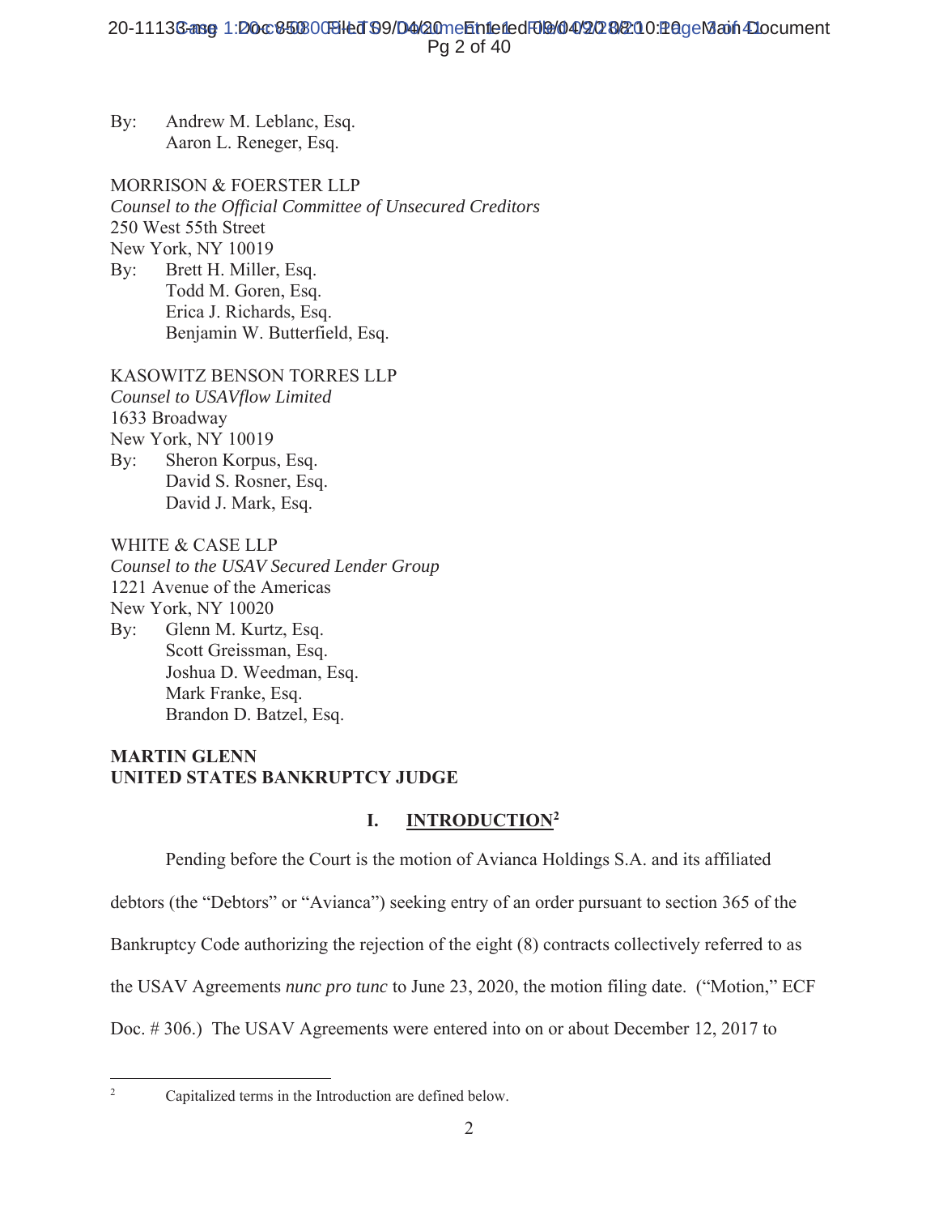By: Andrew M. Leblanc, Esq.
Aaron L. Reneger, Esq.

MORRISON & FOERSTER LLP
*Counsel to the Official Committee of Unsecured Creditors*
250 West 55th Street
New York, NY 10019
By: Brett H. Miller, Esq.
Todd M. Goren, Esq.
Erica J. Richards, Esq.
Benjamin W. Butterfield, Esq.

KASOWITZ BENSON TORRES LLP
*Counsel to USAVflow Limited*
1633 Broadway
New York, NY 10019
By: Sheron Korpus, Esq.
David S. Rosner, Esq.
David J. Mark, Esq.

WHITE & CASE LLP
*Counsel to the USAV Secured Lender Group*
1221 Avenue of the Americas
New York, NY 10020
By: Glenn M. Kurtz, Esq.
Scott Greissman, Esq.
Joshua D. Weedman, Esq.
Mark Franke, Esq.
Brandon D. Batzel, Esq.

**MARTIN GLENN**
**UNITED STATES BANKRUPTCY JUDGE**

## I. INTRODUCTION[2]

Pending before the Court is the motion of Avianca Holdings S.A. and its affiliated debtors (the "Debtors" or "Avianca") seeking entry of an order pursuant to section 365 of the Bankruptcy Code authorizing the rejection of the eight (8) contracts collectively referred to as the USAV Agreements *nunc pro tunc* to June 23, 2020, the motion filing date. ("Motion," ECF Doc. # 306.) The USAV Agreements were entered into on or about December 12, 2017 to

[2] Capitalized terms in the Introduction are defined below.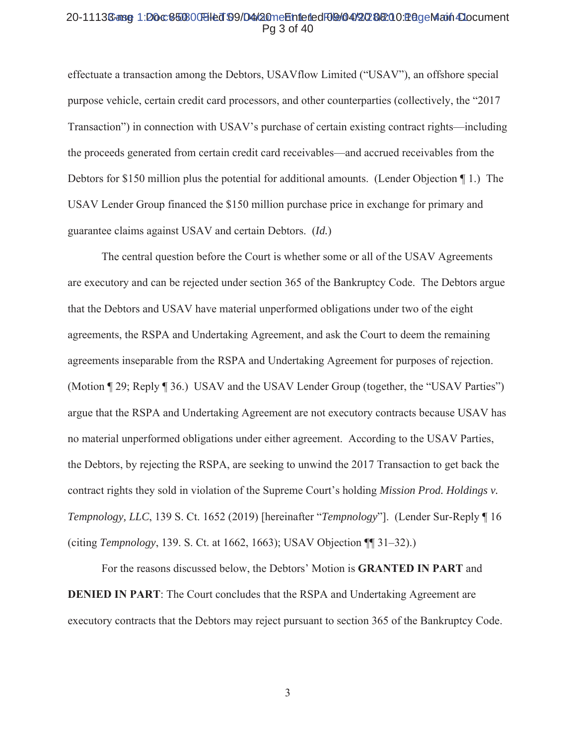effectuate a transaction among the Debtors, USAVflow Limited ("USAV"), an offshore special purpose vehicle, certain credit card processors, and other counterparties (collectively, the "2017 Transaction") in connection with USAV's purchase of certain existing contract rights—including the proceeds generated from certain credit card receivables—and accrued receivables from the Debtors for $150 million plus the potential for additional amounts. (Lender Objection ¶ 1.) The USAV Lender Group financed the $150 million purchase price in exchange for primary and guarantee claims against USAV and certain Debtors. (*Id.*)

The central question before the Court is whether some or all of the USAV Agreements are executory and can be rejected under section 365 of the Bankruptcy Code. The Debtors argue that the Debtors and USAV have material unperformed obligations under two of the eight agreements, the RSPA and Undertaking Agreement, and ask the Court to deem the remaining agreements inseparable from the RSPA and Undertaking Agreement for purposes of rejection. (Motion ¶ 29; Reply ¶ 36.) USAV and the USAV Lender Group (together, the "USAV Parties") argue that the RSPA and Undertaking Agreement are not executory contracts because USAV has no material unperformed obligations under either agreement. According to the USAV Parties, the Debtors, by rejecting the RSPA, are seeking to unwind the 2017 Transaction to get back the contract rights they sold in violation of the Supreme Court's holding *Mission Prod. Holdings v. Tempnology, LLC*, 139 S. Ct. 1652 (2019) [hereinafter "*Tempnology*"]. (Lender Sur-Reply ¶ 16 (citing *Tempnology*, 139. S. Ct. at 1662, 1663); USAV Objection ¶¶ 31–32).)

For the reasons discussed below, the Debtors' Motion is **GRANTED IN PART** and **DENIED IN PART**: The Court concludes that the RSPA and Undertaking Agreement are executory contracts that the Debtors may reject pursuant to section 365 of the Bankruptcy Code.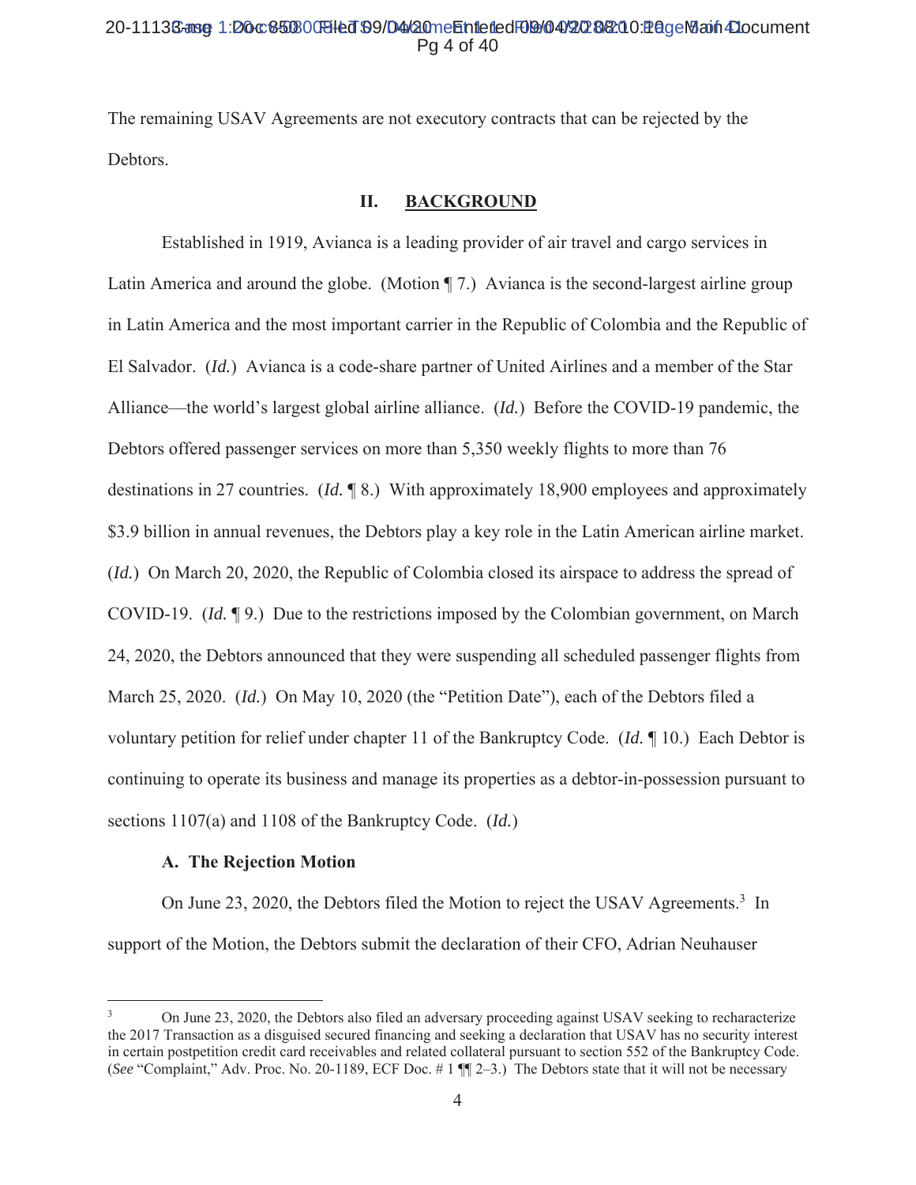The remaining USAV Agreements are not executory contracts that can be rejected by the Debtors.

## II. BACKGROUND

Established in 1919, Avianca is a leading provider of air travel and cargo services in Latin America and around the globe. (Motion ¶ 7.) Avianca is the second-largest airline group in Latin America and the most important carrier in the Republic of Colombia and the Republic of El Salvador. (*Id.*) Avianca is a code-share partner of United Airlines and a member of the Star Alliance—the world's largest global airline alliance. (*Id.*) Before the COVID-19 pandemic, the Debtors offered passenger services on more than 5,350 weekly flights to more than 76 destinations in 27 countries. (*Id.* ¶ 8.) With approximately 18,900 employees and approximately $3.9 billion in annual revenues, the Debtors play a key role in the Latin American airline market. (*Id.*) On March 20, 2020, the Republic of Colombia closed its airspace to address the spread of COVID-19. (*Id.* ¶ 9.) Due to the restrictions imposed by the Colombian government, on March 24, 2020, the Debtors announced that they were suspending all scheduled passenger flights from March 25, 2020. (*Id.*) On May 10, 2020 (the "Petition Date"), each of the Debtors filed a voluntary petition for relief under chapter 11 of the Bankruptcy Code. (*Id.* ¶ 10.) Each Debtor is continuing to operate its business and manage its properties as a debtor-in-possession pursuant to sections 1107(a) and 1108 of the Bankruptcy Code. (*Id.*)

### A. The Rejection Motion

On June 23, 2020, the Debtors filed the Motion to reject the USAV Agreements.[3] In support of the Motion, the Debtors submit the declaration of their CFO, Adrian Neuhauser

[3] On June 23, 2020, the Debtors also filed an adversary proceeding against USAV seeking to recharacterize the 2017 Transaction as a disguised secured financing and seeking a declaration that USAV has no security interest in certain postpetition credit card receivables and related collateral pursuant to section 552 of the Bankruptcy Code. (*See* "Complaint," Adv. Proc. No. 20-1189, ECF Doc. # 1 ¶¶ 2–3.) The Debtors state that it will not be necessary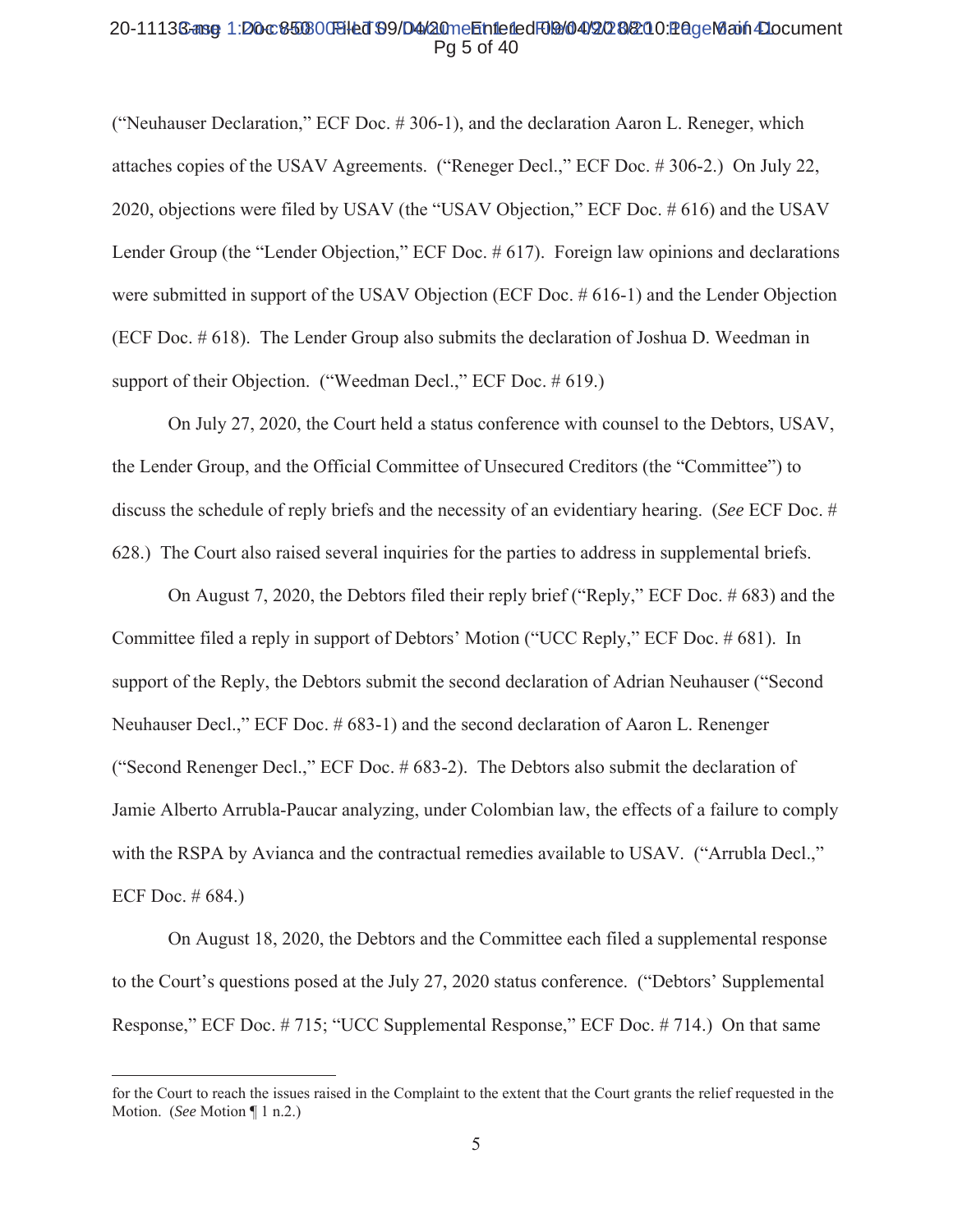("Neuhauser Declaration," ECF Doc. # 306-1), and the declaration Aaron L. Reneger, which attaches copies of the USAV Agreements. ("Reneger Decl.," ECF Doc. # 306-2.) On July 22, 2020, objections were filed by USAV (the "USAV Objection," ECF Doc. # 616) and the USAV Lender Group (the "Lender Objection," ECF Doc. # 617). Foreign law opinions and declarations were submitted in support of the USAV Objection (ECF Doc. # 616-1) and the Lender Objection (ECF Doc. # 618). The Lender Group also submits the declaration of Joshua D. Weedman in support of their Objection. ("Weedman Decl.," ECF Doc. # 619.)

On July 27, 2020, the Court held a status conference with counsel to the Debtors, USAV, the Lender Group, and the Official Committee of Unsecured Creditors (the "Committee") to discuss the schedule of reply briefs and the necessity of an evidentiary hearing. (*See* ECF Doc. # 628.) The Court also raised several inquiries for the parties to address in supplemental briefs.

On August 7, 2020, the Debtors filed their reply brief ("Reply," ECF Doc. # 683) and the Committee filed a reply in support of Debtors' Motion ("UCC Reply," ECF Doc. # 681). In support of the Reply, the Debtors submit the second declaration of Adrian Neuhauser ("Second Neuhauser Decl.," ECF Doc. # 683-1) and the second declaration of Aaron L. Renenger ("Second Renenger Decl.," ECF Doc. # 683-2). The Debtors also submit the declaration of Jamie Alberto Arrubla-Paucar analyzing, under Colombian law, the effects of a failure to comply with the RSPA by Avianca and the contractual remedies available to USAV. ("Arrubla Decl.," ECF Doc. # 684.)

On August 18, 2020, the Debtors and the Committee each filed a supplemental response to the Court's questions posed at the July 27, 2020 status conference. ("Debtors' Supplemental Response," ECF Doc. # 715; "UCC Supplemental Response," ECF Doc. # 714.) On that same

---

for the Court to reach the issues raised in the Complaint to the extent that the Court grants the relief requested in the Motion. (*See* Motion ¶ 1 n.2.)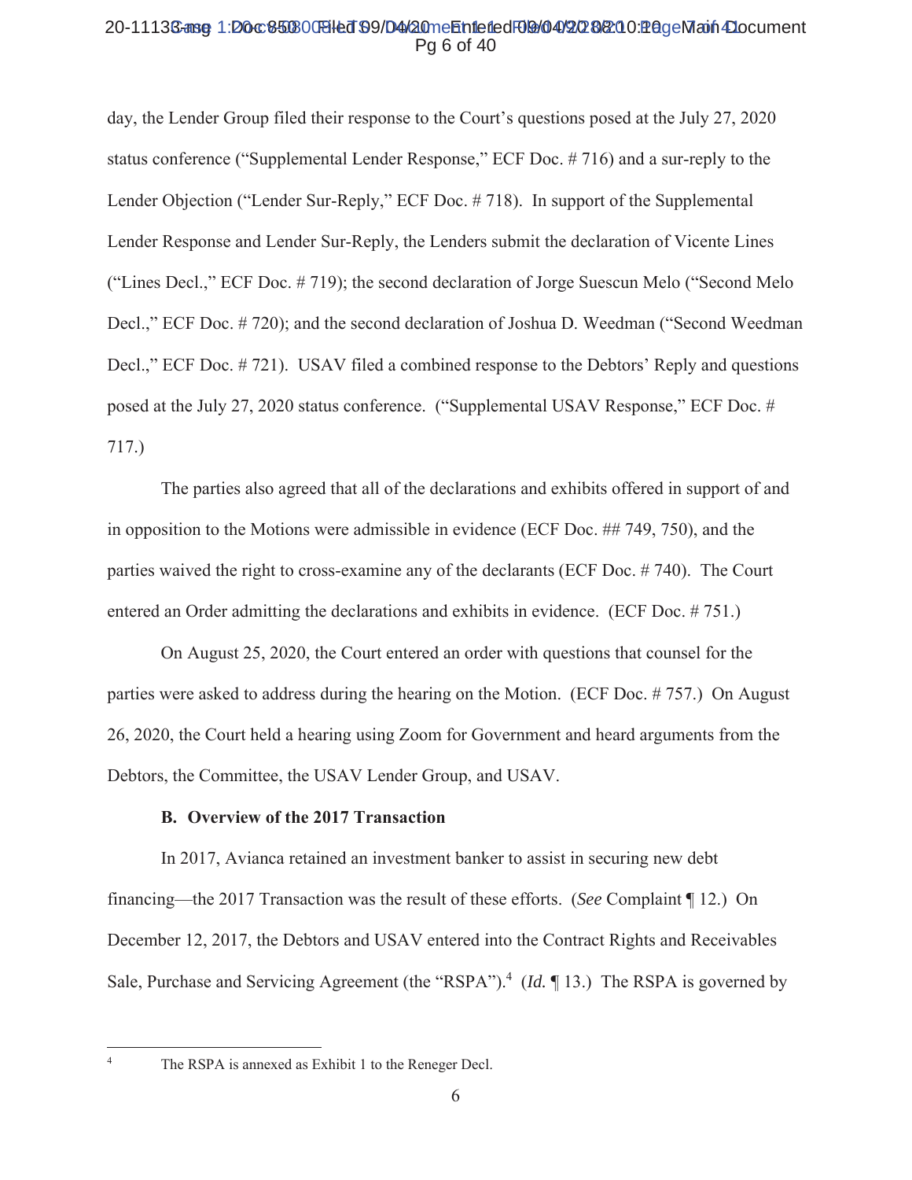day, the Lender Group filed their response to the Court's questions posed at the July 27, 2020 status conference ("Supplemental Lender Response," ECF Doc. # 716) and a sur-reply to the Lender Objection ("Lender Sur-Reply," ECF Doc. # 718). In support of the Supplemental Lender Response and Lender Sur-Reply, the Lenders submit the declaration of Vicente Lines ("Lines Decl.," ECF Doc. # 719); the second declaration of Jorge Suescun Melo ("Second Melo Decl.," ECF Doc. # 720); and the second declaration of Joshua D. Weedman ("Second Weedman Decl.," ECF Doc. # 721). USAV filed a combined response to the Debtors' Reply and questions posed at the July 27, 2020 status conference. ("Supplemental USAV Response," ECF Doc. # 717.)

The parties also agreed that all of the declarations and exhibits offered in support of and in opposition to the Motions were admissible in evidence (ECF Doc. ## 749, 750), and the parties waived the right to cross-examine any of the declarants (ECF Doc. # 740). The Court entered an Order admitting the declarations and exhibits in evidence. (ECF Doc. # 751.)

On August 25, 2020, the Court entered an order with questions that counsel for the parties were asked to address during the hearing on the Motion. (ECF Doc. # 757.) On August 26, 2020, the Court held a hearing using Zoom for Government and heard arguments from the Debtors, the Committee, the USAV Lender Group, and USAV.

### B. Overview of the 2017 Transaction

In 2017, Avianca retained an investment banker to assist in securing new debt financing—the 2017 Transaction was the result of these efforts. (*See* Complaint ¶ 12.) On December 12, 2017, the Debtors and USAV entered into the Contract Rights and Receivables Sale, Purchase and Servicing Agreement (the "RSPA").[4] (*Id.* ¶ 13.) The RSPA is governed by

---

[4] The RSPA is annexed as Exhibit 1 to the Reneger Decl.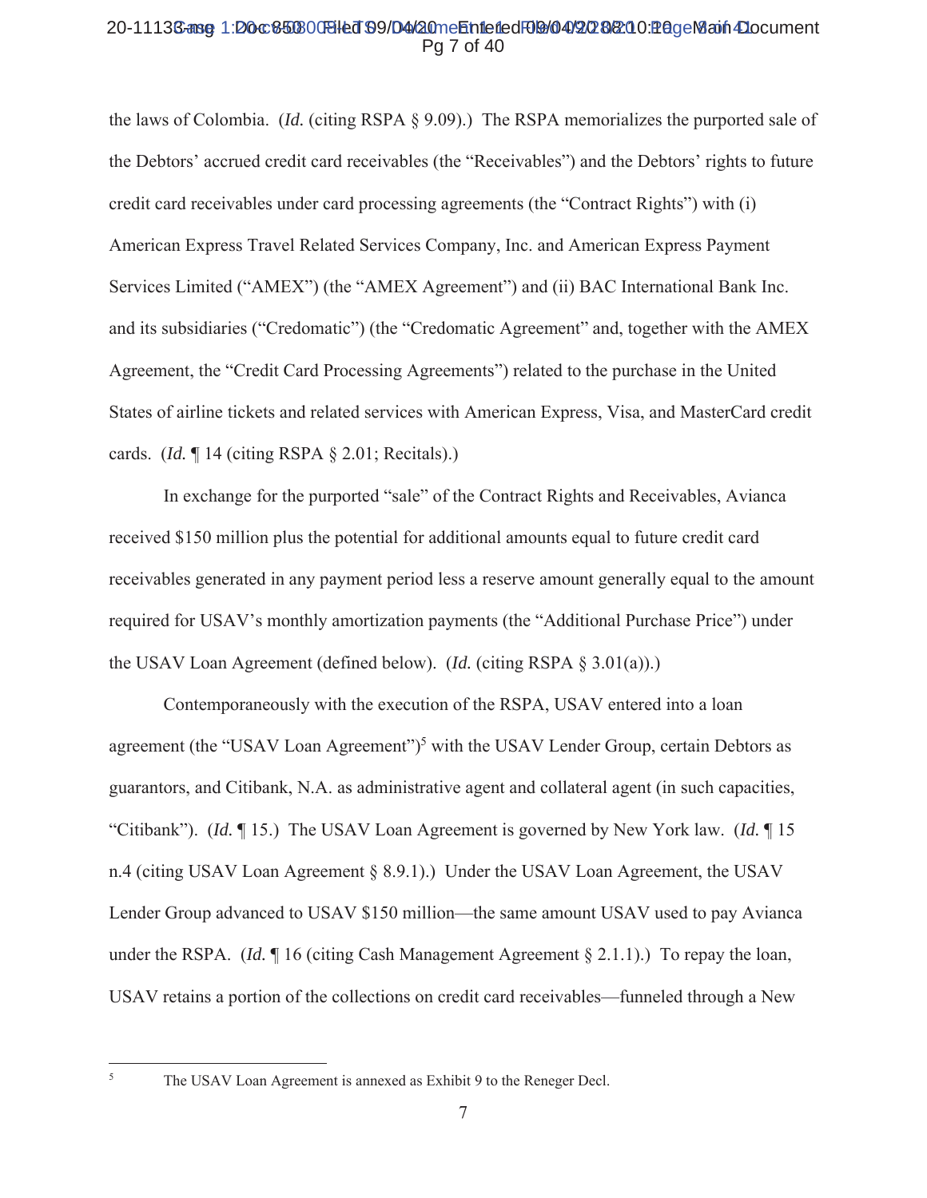the laws of Colombia. (*Id.* (citing RSPA § 9.09).) The RSPA memorializes the purported sale of the Debtors' accrued credit card receivables (the "Receivables") and the Debtors' rights to future credit card receivables under card processing agreements (the "Contract Rights") with (i) American Express Travel Related Services Company, Inc. and American Express Payment Services Limited ("AMEX") (the "AMEX Agreement") and (ii) BAC International Bank Inc. and its subsidiaries ("Credomatic") (the "Credomatic Agreement" and, together with the AMEX Agreement, the "Credit Card Processing Agreements") related to the purchase in the United States of airline tickets and related services with American Express, Visa, and MasterCard credit cards. (*Id.* ¶ 14 (citing RSPA § 2.01; Recitals).)

In exchange for the purported "sale" of the Contract Rights and Receivables, Avianca received $150 million plus the potential for additional amounts equal to future credit card receivables generated in any payment period less a reserve amount generally equal to the amount required for USAV's monthly amortization payments (the "Additional Purchase Price") under the USAV Loan Agreement (defined below). (*Id.* (citing RSPA § 3.01(a)).)

Contemporaneously with the execution of the RSPA, USAV entered into a loan agreement (the "USAV Loan Agreement")[5] with the USAV Lender Group, certain Debtors as guarantors, and Citibank, N.A. as administrative agent and collateral agent (in such capacities, "Citibank"). (*Id.* ¶ 15.) The USAV Loan Agreement is governed by New York law. (*Id.* ¶ 15 n.4 (citing USAV Loan Agreement § 8.9.1).) Under the USAV Loan Agreement, the USAV Lender Group advanced to USAV $150 million—the same amount USAV used to pay Avianca under the RSPA. (*Id.* ¶ 16 (citing Cash Management Agreement § 2.1.1).) To repay the loan, USAV retains a portion of the collections on credit card receivables—funneled through a New

[5] The USAV Loan Agreement is annexed as Exhibit 9 to the Reneger Decl.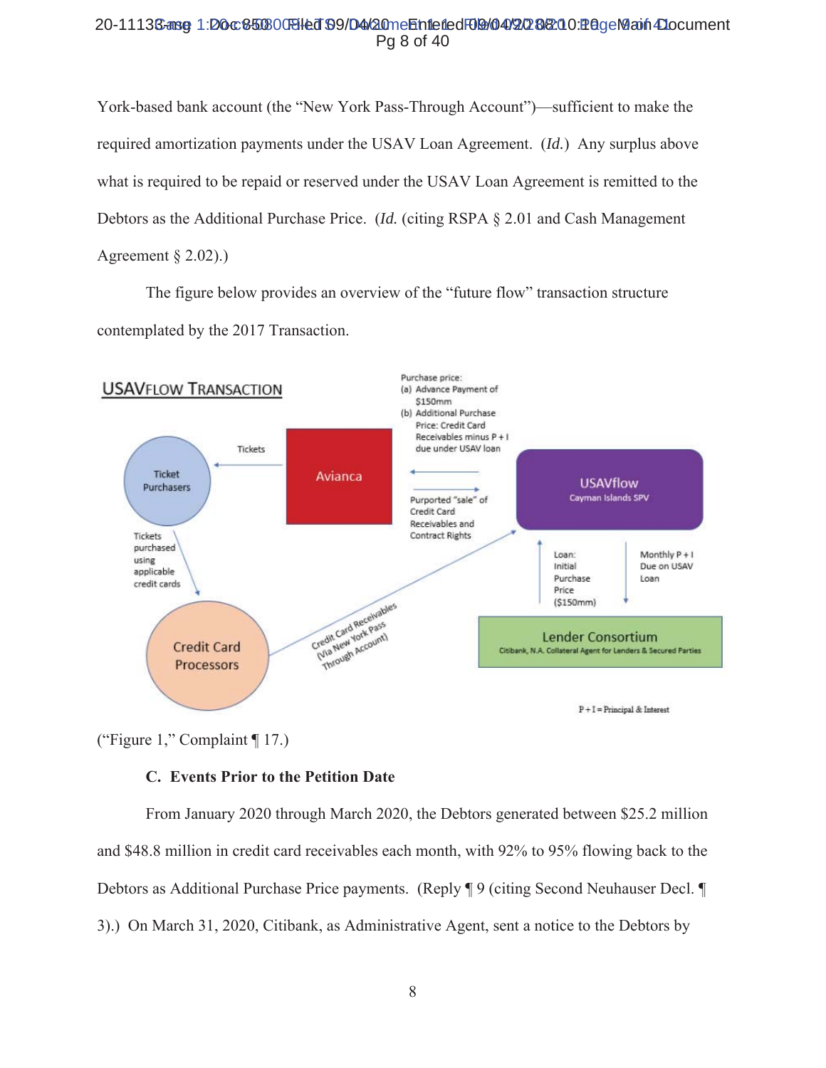York-based bank account (the "New York Pass-Through Account")—sufficient to make the required amortization payments under the USAV Loan Agreement. (*Id.*) Any surplus above what is required to be repaid or reserved under the USAV Loan Agreement is remitted to the Debtors as the Additional Purchase Price. (*Id.* (citing RSPA § 2.01 and Cash Management Agreement § 2.02).)

The figure below provides an overview of the "future flow" transaction structure contemplated by the 2017 Transaction.

**USAVFLOW TRANSACTION**

Ticket Purchasers

Tickets

Avianca

Purchase price:
(a) Advance Payment of $150mm
(b) Additional Purchase Price: Credit Card Receivables minus P + I due under USAV loan

Purported "sale" of Credit Card Receivables and Contract Rights

USAVflow
Cayman Islands SPV

Tickets purchased using applicable credit cards

Credit Card Processors

Credit Card Receivables (Via New York Pass Through Account)

Loan: Initial Purchase Price ($150mm)

Monthly P + I Due on USAV Loan

Lender Consortium
Citibank, N.A. Collateral Agent for Lenders & Secured Parties

P + I = Principal & Interest

("Figure 1," Complaint ¶ 17.)

**C. Events Prior to the Petition Date**

From January 2020 through March 2020, the Debtors generated between $25.2 million and $48.8 million in credit card receivables each month, with 92% to 95% flowing back to the Debtors as Additional Purchase Price payments. (Reply ¶ 9 (citing Second Neuhauser Decl. ¶ 3).) On March 31, 2020, Citibank, as Administrative Agent, sent a notice to the Debtors by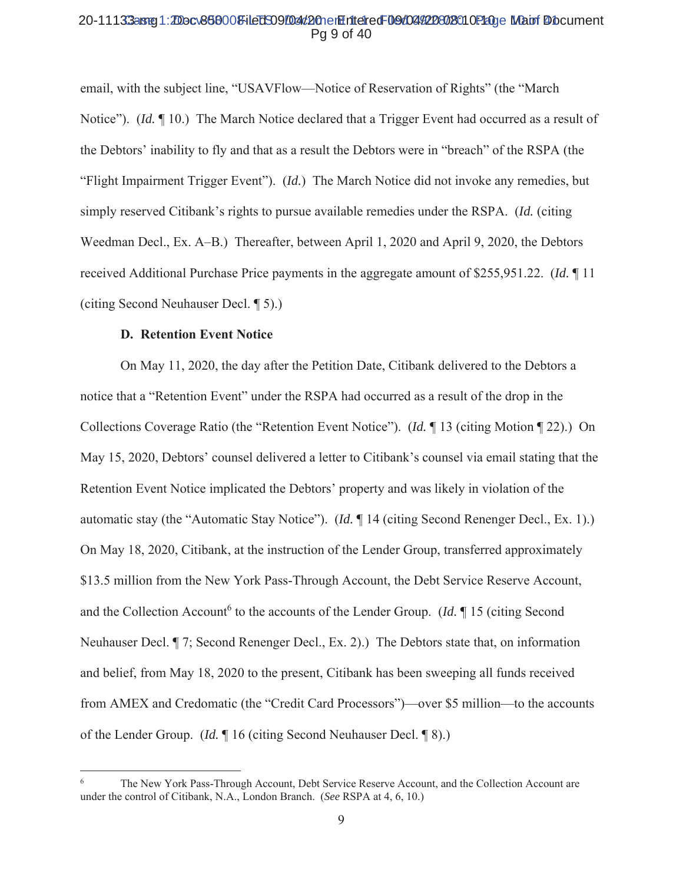email, with the subject line, "USAVFlow—Notice of Reservation of Rights" (the "March Notice"). (*Id.* ¶ 10.) The March Notice declared that a Trigger Event had occurred as a result of the Debtors' inability to fly and that as a result the Debtors were in "breach" of the RSPA (the "Flight Impairment Trigger Event"). (*Id.*) The March Notice did not invoke any remedies, but simply reserved Citibank's rights to pursue available remedies under the RSPA. (*Id.* (citing Weedman Decl., Ex. A–B.) Thereafter, between April 1, 2020 and April 9, 2020, the Debtors received Additional Purchase Price payments in the aggregate amount of $255,951.22. (*Id.* ¶ 11 (citing Second Neuhauser Decl. ¶ 5).)

**D. Retention Event Notice**

On May 11, 2020, the day after the Petition Date, Citibank delivered to the Debtors a notice that a "Retention Event" under the RSPA had occurred as a result of the drop in the Collections Coverage Ratio (the "Retention Event Notice"). (*Id.* ¶ 13 (citing Motion ¶ 22).) On May 15, 2020, Debtors' counsel delivered a letter to Citibank's counsel via email stating that the Retention Event Notice implicated the Debtors' property and was likely in violation of the automatic stay (the "Automatic Stay Notice"). (*Id.* ¶ 14 (citing Second Renenger Decl., Ex. 1).) On May 18, 2020, Citibank, at the instruction of the Lender Group, transferred approximately $13.5 million from the New York Pass-Through Account, the Debt Service Reserve Account, and the Collection Account[6] to the accounts of the Lender Group. (*Id.* ¶ 15 (citing Second Neuhauser Decl. ¶ 7; Second Renenger Decl., Ex. 2).) The Debtors state that, on information and belief, from May 18, 2020 to the present, Citibank has been sweeping all funds received from AMEX and Credomatic (the "Credit Card Processors")—over $5 million—to the accounts of the Lender Group. (*Id.* ¶ 16 (citing Second Neuhauser Decl. ¶ 8).)

---

[6] The New York Pass-Through Account, Debt Service Reserve Account, and the Collection Account are under the control of Citibank, N.A., London Branch. (*See* RSPA at 4, 6, 10.)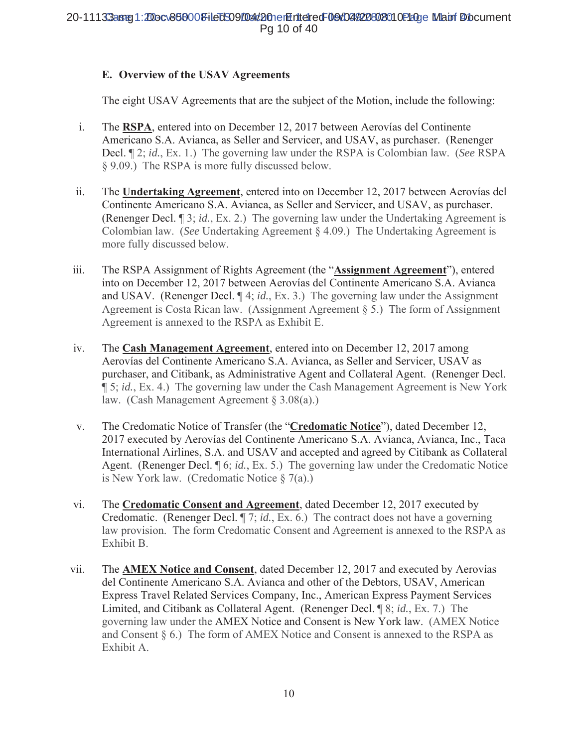### E. Overview of the USAV Agreements

The eight USAV Agreements that are the subject of the Motion, include the following:

i. The **RSPA**, entered into on December 12, 2017 between Aerovías del Continente Americano S.A. Avianca, as Seller and Servicer, and USAV, as purchaser. (Renenger Decl. ¶ 2; *id.*, Ex. 1.) The governing law under the RSPA is Colombian law. (*See* RSPA § 9.09.) The RSPA is more fully discussed below.

ii. The **Undertaking Agreement**, entered into on December 12, 2017 between Aerovías del Continente Americano S.A. Avianca, as Seller and Servicer, and USAV, as purchaser. (Renenger Decl. ¶ 3; *id.*, Ex. 2.) The governing law under the Undertaking Agreement is Colombian law. (*See* Undertaking Agreement § 4.09.) The Undertaking Agreement is more fully discussed below.

iii. The RSPA Assignment of Rights Agreement (the "**Assignment Agreement**"), entered into on December 12, 2017 between Aerovías del Continente Americano S.A. Avianca and USAV. (Renenger Decl. ¶ 4; *id.*, Ex. 3.) The governing law under the Assignment Agreement is Costa Rican law. (Assignment Agreement § 5.) The form of Assignment Agreement is annexed to the RSPA as Exhibit E.

iv. The **Cash Management Agreement**, entered into on December 12, 2017 among Aerovías del Continente Americano S.A. Avianca, as Seller and Servicer, USAV as purchaser, and Citibank, as Administrative Agent and Collateral Agent. (Renenger Decl. ¶ 5; *id.*, Ex. 4.) The governing law under the Cash Management Agreement is New York law. (Cash Management Agreement § 3.08(a).)

v. The Credomatic Notice of Transfer (the "**Credomatic Notice**"), dated December 12, 2017 executed by Aerovías del Continente Americano S.A. Avianca, Avianca, Inc., Taca International Airlines, S.A. and USAV and accepted and agreed by Citibank as Collateral Agent. (Renenger Decl. ¶ 6; *id.*, Ex. 5.) The governing law under the Credomatic Notice is New York law. (Credomatic Notice § 7(a).)

vi. The **Credomatic Consent and Agreement**, dated December 12, 2017 executed by Credomatic. (Renenger Decl. ¶ 7; *id.*, Ex. 6.) The contract does not have a governing law provision. The form Credomatic Consent and Agreement is annexed to the RSPA as Exhibit B.

vii. The **AMEX Notice and Consent**, dated December 12, 2017 and executed by Aerovías del Continente Americano S.A. Avianca and other of the Debtors, USAV, American Express Travel Related Services Company, Inc., American Express Payment Services Limited, and Citibank as Collateral Agent. (Renenger Decl. ¶ 8; *id.*, Ex. 7.) The governing law under the AMEX Notice and Consent is New York law. (AMEX Notice and Consent § 6.) The form of AMEX Notice and Consent is annexed to the RSPA as Exhibit A.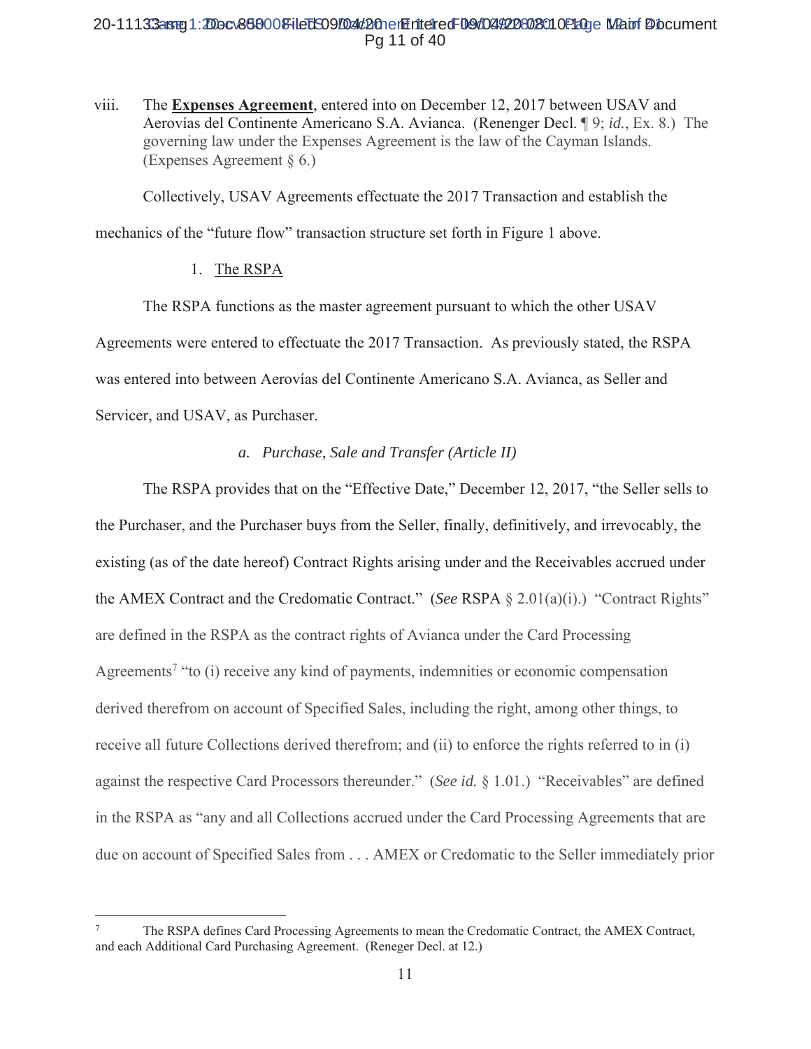viii. The **Expenses Agreement**, entered into on December 12, 2017 between USAV and Aerovías del Continente Americano S.A. Avianca. (Renenger Decl. ¶ 9; *id.*, Ex. 8.) The governing law under the Expenses Agreement is the law of the Cayman Islands. (Expenses Agreement § 6.)

Collectively, USAV Agreements effectuate the 2017 Transaction and establish the mechanics of the "future flow" transaction structure set forth in Figure 1 above.

1. The RSPA

The RSPA functions as the master agreement pursuant to which the other USAV Agreements were entered to effectuate the 2017 Transaction. As previously stated, the RSPA was entered into between Aerovías del Continente Americano S.A. Avianca, as Seller and Servicer, and USAV, as Purchaser.

*a. Purchase, Sale and Transfer (Article II)*

The RSPA provides that on the "Effective Date," December 12, 2017, "the Seller sells to the Purchaser, and the Purchaser buys from the Seller, finally, definitively, and irrevocably, the existing (as of the date hereof) Contract Rights arising under and the Receivables accrued under the AMEX Contract and the Credomatic Contract." (*See* RSPA § 2.01(a)(i).) "Contract Rights" are defined in the RSPA as the contract rights of Avianca under the Card Processing Agreements[7] "to (i) receive any kind of payments, indemnities or economic compensation derived therefrom on account of Specified Sales, including the right, among other things, to receive all future Collections derived therefrom; and (ii) to enforce the rights referred to in (i) against the respective Card Processors thereunder." (*See id.* § 1.01.) "Receivables" are defined in the RSPA as "any and all Collections accrued under the Card Processing Agreements that are due on account of Specified Sales from . . . AMEX or Credomatic to the Seller immediately prior

[7] The RSPA defines Card Processing Agreements to mean the Credomatic Contract, the AMEX Contract, and each Additional Card Purchasing Agreement. (Reneger Decl. at 12.)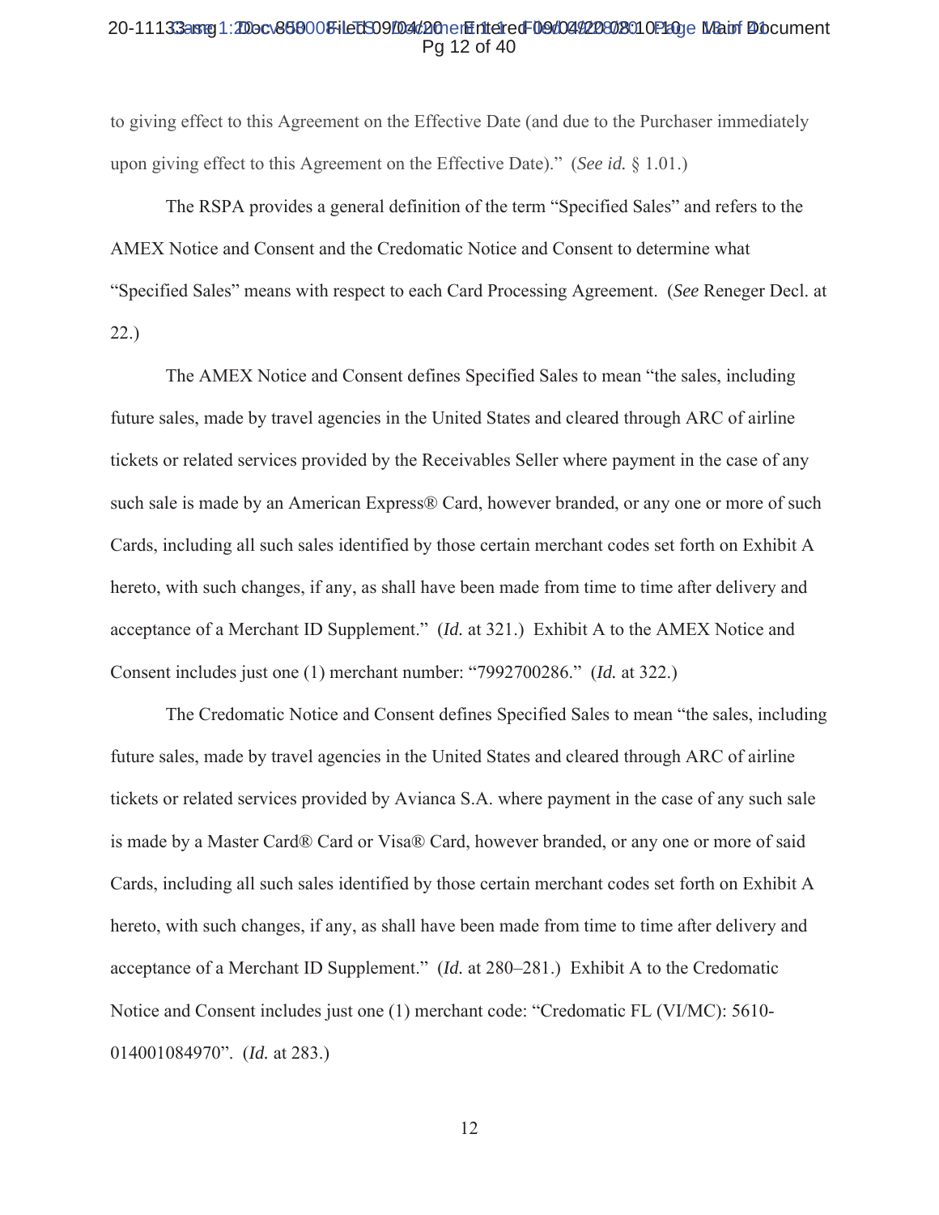to giving effect to this Agreement on the Effective Date (and due to the Purchaser immediately upon giving effect to this Agreement on the Effective Date)." (*See id.* § 1.01.)

The RSPA provides a general definition of the term "Specified Sales" and refers to the AMEX Notice and Consent and the Credomatic Notice and Consent to determine what "Specified Sales" means with respect to each Card Processing Agreement. (*See* Reneger Decl. at 22.)

The AMEX Notice and Consent defines Specified Sales to mean "the sales, including future sales, made by travel agencies in the United States and cleared through ARC of airline tickets or related services provided by the Receivables Seller where payment in the case of any such sale is made by an American Express® Card, however branded, or any one or more of such Cards, including all such sales identified by those certain merchant codes set forth on Exhibit A hereto, with such changes, if any, as shall have been made from time to time after delivery and acceptance of a Merchant ID Supplement." (*Id.* at 321.) Exhibit A to the AMEX Notice and Consent includes just one (1) merchant number: "7992700286." (*Id.* at 322.)

The Credomatic Notice and Consent defines Specified Sales to mean "the sales, including future sales, made by travel agencies in the United States and cleared through ARC of airline tickets or related services provided by Avianca S.A. where payment in the case of any such sale is made by a Master Card® Card or Visa® Card, however branded, or any one or more of said Cards, including all such sales identified by those certain merchant codes set forth on Exhibit A hereto, with such changes, if any, as shall have been made from time to time after delivery and acceptance of a Merchant ID Supplement." (*Id.* at 280–281.) Exhibit A to the Credomatic Notice and Consent includes just one (1) merchant code: "Credomatic FL (VI/MC): 5610-014001084970". (*Id.* at 283.)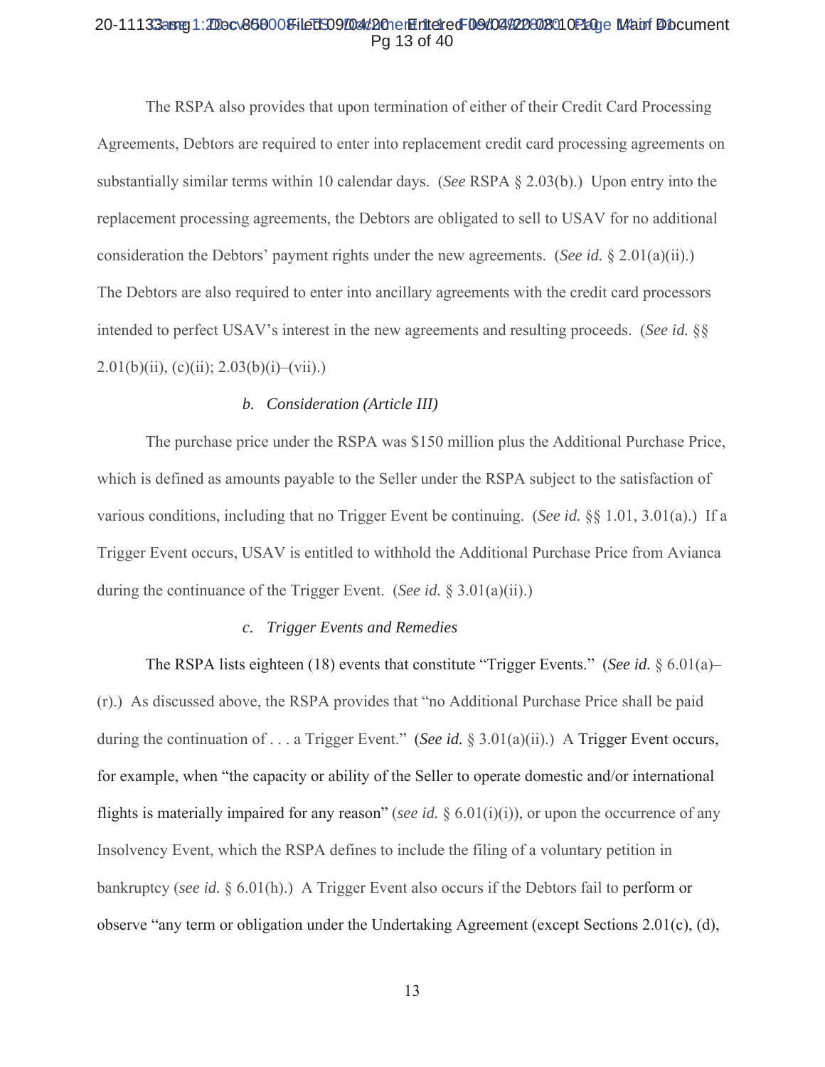The RSPA also provides that upon termination of either of their Credit Card Processing Agreements, Debtors are required to enter into replacement credit card processing agreements on substantially similar terms within 10 calendar days. (*See* RSPA § 2.03(b).) Upon entry into the replacement processing agreements, the Debtors are obligated to sell to USAV for no additional consideration the Debtors' payment rights under the new agreements. (*See id.* § 2.01(a)(ii).) The Debtors are also required to enter into ancillary agreements with the credit card processors intended to perfect USAV's interest in the new agreements and resulting proceeds. (*See id.* §§ 2.01(b)(ii), (c)(ii); 2.03(b)(i)–(vii).)

*b. Consideration (Article III)*

The purchase price under the RSPA was $150 million plus the Additional Purchase Price, which is defined as amounts payable to the Seller under the RSPA subject to the satisfaction of various conditions, including that no Trigger Event be continuing. (*See id.* §§ 1.01, 3.01(a).) If a Trigger Event occurs, USAV is entitled to withhold the Additional Purchase Price from Avianca during the continuance of the Trigger Event. (*See id.* § 3.01(a)(ii).)

*c. Trigger Events and Remedies*

The RSPA lists eighteen (18) events that constitute "Trigger Events." (*See id.* § 6.01(a)–(r).) As discussed above, the RSPA provides that "no Additional Purchase Price shall be paid during the continuation of . . . a Trigger Event." (*See id.* § 3.01(a)(ii).) A Trigger Event occurs, for example, when "the capacity or ability of the Seller to operate domestic and/or international flights is materially impaired for any reason" (*see id.* § 6.01(i)(i)), or upon the occurrence of any Insolvency Event, which the RSPA defines to include the filing of a voluntary petition in bankruptcy (*see id.* § 6.01(h).) A Trigger Event also occurs if the Debtors fail to perform or observe "any term or obligation under the Undertaking Agreement (except Sections 2.01(c), (d),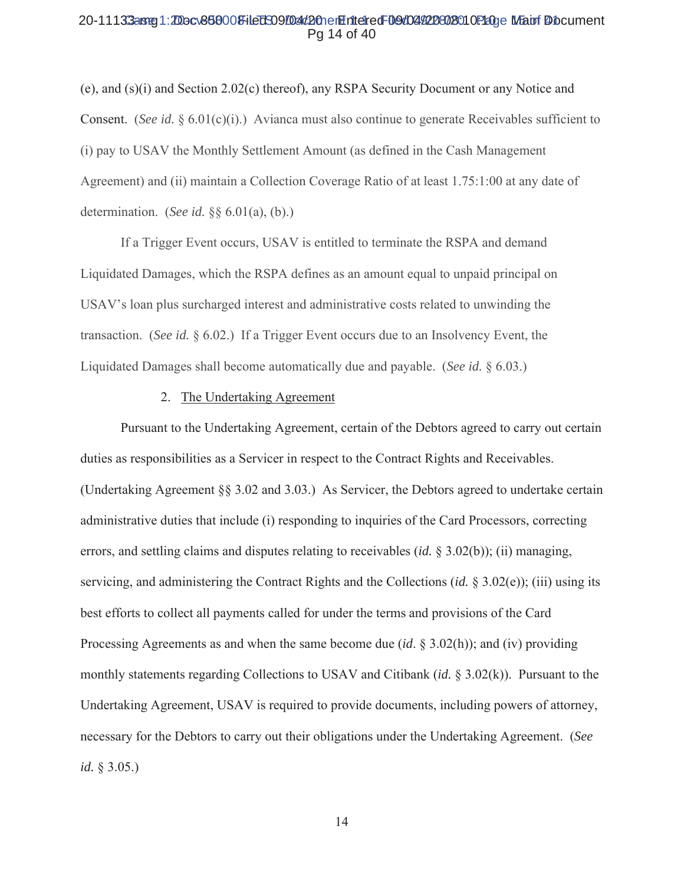(e), and (s)(i) and Section 2.02(c) thereof), any RSPA Security Document or any Notice and Consent. (*See id.* § 6.01(c)(i).) Avianca must also continue to generate Receivables sufficient to (i) pay to USAV the Monthly Settlement Amount (as defined in the Cash Management Agreement) and (ii) maintain a Collection Coverage Ratio of at least 1.75:1:00 at any date of determination. (*See id.* §§ 6.01(a), (b).)

If a Trigger Event occurs, USAV is entitled to terminate the RSPA and demand Liquidated Damages, which the RSPA defines as an amount equal to unpaid principal on USAV's loan plus surcharged interest and administrative costs related to unwinding the transaction. (*See id.* § 6.02.) If a Trigger Event occurs due to an Insolvency Event, the Liquidated Damages shall become automatically due and payable. (*See id.* § 6.03.)

2. The Undertaking Agreement

Pursuant to the Undertaking Agreement, certain of the Debtors agreed to carry out certain duties as responsibilities as a Servicer in respect to the Contract Rights and Receivables. (Undertaking Agreement §§ 3.02 and 3.03.) As Servicer, the Debtors agreed to undertake certain administrative duties that include (i) responding to inquiries of the Card Processors, correcting errors, and settling claims and disputes relating to receivables (*id.* § 3.02(b)); (ii) managing, servicing, and administering the Contract Rights and the Collections (*id.* § 3.02(e)); (iii) using its best efforts to collect all payments called for under the terms and provisions of the Card Processing Agreements as and when the same become due (*id*. § 3.02(h)); and (iv) providing monthly statements regarding Collections to USAV and Citibank (*id.* § 3.02(k)). Pursuant to the Undertaking Agreement, USAV is required to provide documents, including powers of attorney, necessary for the Debtors to carry out their obligations under the Undertaking Agreement. (*See id.* § 3.05.)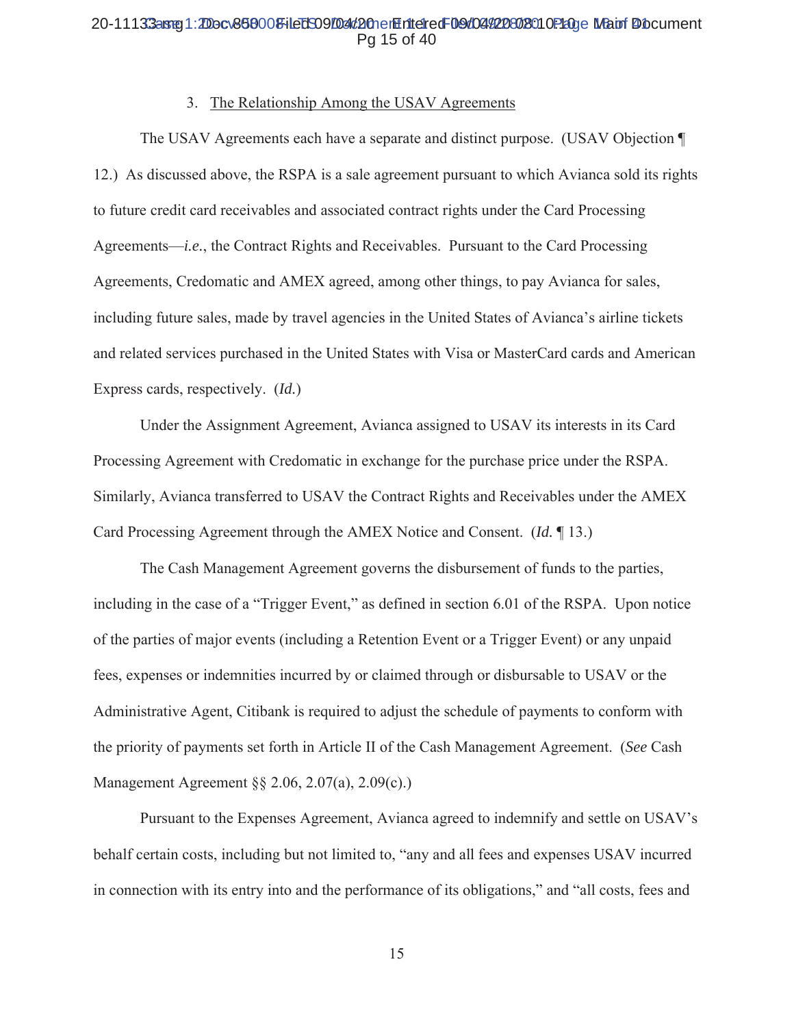### 3. The Relationship Among the USAV Agreements

The USAV Agreements each have a separate and distinct purpose. (USAV Objection ¶ 12.) As discussed above, the RSPA is a sale agreement pursuant to which Avianca sold its rights to future credit card receivables and associated contract rights under the Card Processing Agreements—*i.e.*, the Contract Rights and Receivables. Pursuant to the Card Processing Agreements, Credomatic and AMEX agreed, among other things, to pay Avianca for sales, including future sales, made by travel agencies in the United States of Avianca's airline tickets and related services purchased in the United States with Visa or MasterCard cards and American Express cards, respectively. (*Id.*)

Under the Assignment Agreement, Avianca assigned to USAV its interests in its Card Processing Agreement with Credomatic in exchange for the purchase price under the RSPA. Similarly, Avianca transferred to USAV the Contract Rights and Receivables under the AMEX Card Processing Agreement through the AMEX Notice and Consent. (*Id.* ¶ 13.)

The Cash Management Agreement governs the disbursement of funds to the parties, including in the case of a "Trigger Event," as defined in section 6.01 of the RSPA. Upon notice of the parties of major events (including a Retention Event or a Trigger Event) or any unpaid fees, expenses or indemnities incurred by or claimed through or disbursable to USAV or the Administrative Agent, Citibank is required to adjust the schedule of payments to conform with the priority of payments set forth in Article II of the Cash Management Agreement. (*See* Cash Management Agreement §§ 2.06, 2.07(a), 2.09(c).)

Pursuant to the Expenses Agreement, Avianca agreed to indemnify and settle on USAV's behalf certain costs, including but not limited to, "any and all fees and expenses USAV incurred in connection with its entry into and the performance of its obligations," and "all costs, fees and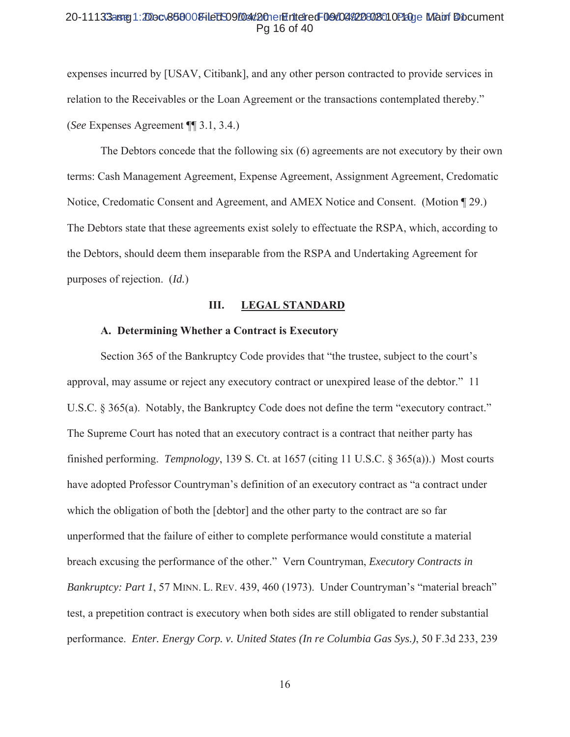expenses incurred by [USAV, Citibank], and any other person contracted to provide services in relation to the Receivables or the Loan Agreement or the transactions contemplated thereby." (*See* Expenses Agreement ¶¶ 3.1, 3.4.)

The Debtors concede that the following six (6) agreements are not executory by their own terms: Cash Management Agreement, Expense Agreement, Assignment Agreement, Credomatic Notice, Credomatic Consent and Agreement, and AMEX Notice and Consent. (Motion ¶ 29.) The Debtors state that these agreements exist solely to effectuate the RSPA, which, according to the Debtors, should deem them inseparable from the RSPA and Undertaking Agreement for purposes of rejection. (*Id.*)

## III. LEGAL STANDARD

### A. Determining Whether a Contract is Executory

Section 365 of the Bankruptcy Code provides that "the trustee, subject to the court's approval, may assume or reject any executory contract or unexpired lease of the debtor." 11 U.S.C. § 365(a). Notably, the Bankruptcy Code does not define the term "executory contract." The Supreme Court has noted that an executory contract is a contract that neither party has finished performing. *Tempnology*, 139 S. Ct. at 1657 (citing 11 U.S.C. § 365(a)).) Most courts have adopted Professor Countryman's definition of an executory contract as "a contract under which the obligation of both the [debtor] and the other party to the contract are so far unperformed that the failure of either to complete performance would constitute a material breach excusing the performance of the other." Vern Countryman, *Executory Contracts in Bankruptcy: Part 1*, 57 MINN. L. REV. 439, 460 (1973). Under Countryman's "material breach" test, a prepetition contract is executory when both sides are still obligated to render substantial performance. *Enter. Energy Corp. v. United States (In re Columbia Gas Sys.)*, 50 F.3d 233, 239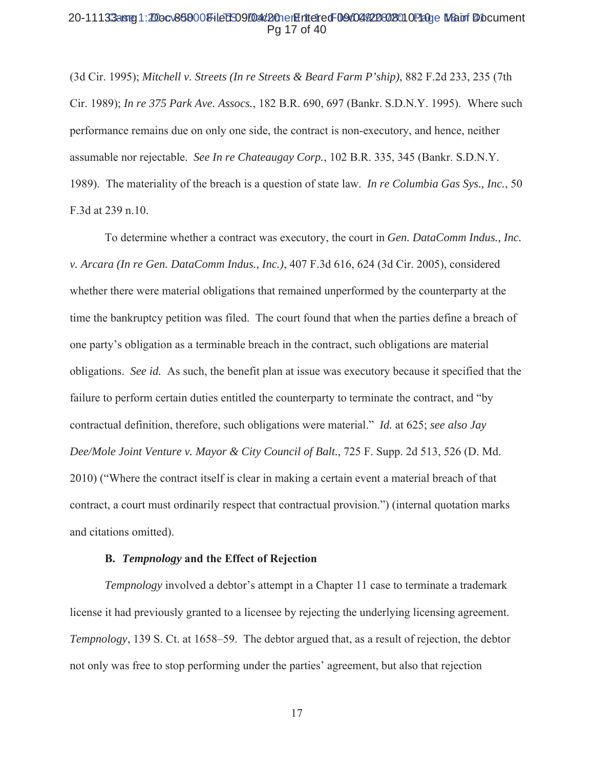(3d Cir. 1995); *Mitchell v. Streets (In re Streets & Beard Farm P'ship)*, 882 F.2d 233, 235 (7th Cir. 1989); *In re 375 Park Ave. Assocs.*, 182 B.R. 690, 697 (Bankr. S.D.N.Y. 1995). Where such performance remains due on only one side, the contract is non-executory, and hence, neither assumable nor rejectable. *See In re Chateaugay Corp.*, 102 B.R. 335, 345 (Bankr. S.D.N.Y. 1989). The materiality of the breach is a question of state law. *In re Columbia Gas Sys., Inc.*, 50 F.3d at 239 n.10.

To determine whether a contract was executory, the court in *Gen. DataComm Indus., Inc. v. Arcara (In re Gen. DataComm Indus., Inc.)*, 407 F.3d 616, 624 (3d Cir. 2005), considered whether there were material obligations that remained unperformed by the counterparty at the time the bankruptcy petition was filed. The court found that when the parties define a breach of one party's obligation as a terminable breach in the contract, such obligations are material obligations. *See id.* As such, the benefit plan at issue was executory because it specified that the failure to perform certain duties entitled the counterparty to terminate the contract, and "by contractual definition, therefore, such obligations were material." *Id.* at 625; *see also Jay Dee/Mole Joint Venture v. Mayor & City Council of Balt.*, 725 F. Supp. 2d 513, 526 (D. Md. 2010) ("Where the contract itself is clear in making a certain event a material breach of that contract, a court must ordinarily respect that contractual provision.") (internal quotation marks and citations omitted).

### B. *Tempnology* and the Effect of Rejection

*Tempnology* involved a debtor's attempt in a Chapter 11 case to terminate a trademark license it had previously granted to a licensee by rejecting the underlying licensing agreement. *Tempnology*, 139 S. Ct. at 1658–59. The debtor argued that, as a result of rejection, the debtor not only was free to stop performing under the parties' agreement, but also that rejection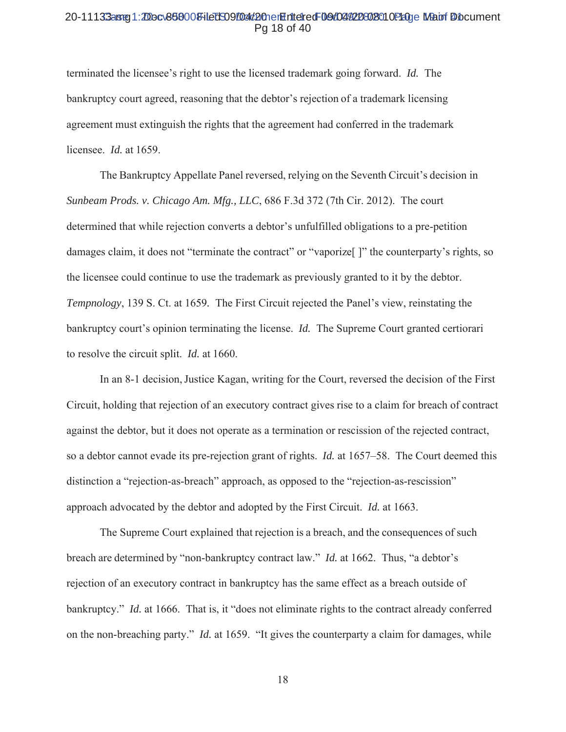terminated the licensee's right to use the licensed trademark going forward. *Id.* The bankruptcy court agreed, reasoning that the debtor's rejection of a trademark licensing agreement must extinguish the rights that the agreement had conferred in the trademark licensee. *Id.* at 1659.

The Bankruptcy Appellate Panel reversed, relying on the Seventh Circuit's decision in *Sunbeam Prods. v. Chicago Am. Mfg., LLC*, 686 F.3d 372 (7th Cir. 2012). The court determined that while rejection converts a debtor's unfulfilled obligations to a pre-petition damages claim, it does not "terminate the contract" or "vaporize[ ]" the counterparty's rights, so the licensee could continue to use the trademark as previously granted to it by the debtor. *Tempnology*, 139 S. Ct. at 1659. The First Circuit rejected the Panel's view, reinstating the bankruptcy court's opinion terminating the license. *Id.* The Supreme Court granted certiorari to resolve the circuit split. *Id.* at 1660.

In an 8-1 decision, Justice Kagan, writing for the Court, reversed the decision of the First Circuit, holding that rejection of an executory contract gives rise to a claim for breach of contract against the debtor, but it does not operate as a termination or rescission of the rejected contract, so a debtor cannot evade its pre-rejection grant of rights. *Id.* at 1657–58. The Court deemed this distinction a "rejection-as-breach" approach, as opposed to the "rejection-as-rescission" approach advocated by the debtor and adopted by the First Circuit. *Id.* at 1663.

The Supreme Court explained that rejection is a breach, and the consequences of such breach are determined by "non-bankruptcy contract law." *Id.* at 1662. Thus, "a debtor's rejection of an executory contract in bankruptcy has the same effect as a breach outside of bankruptcy." *Id.* at 1666. That is, it "does not eliminate rights to the contract already conferred on the non-breaching party." *Id.* at 1659. "It gives the counterparty a claim for damages, while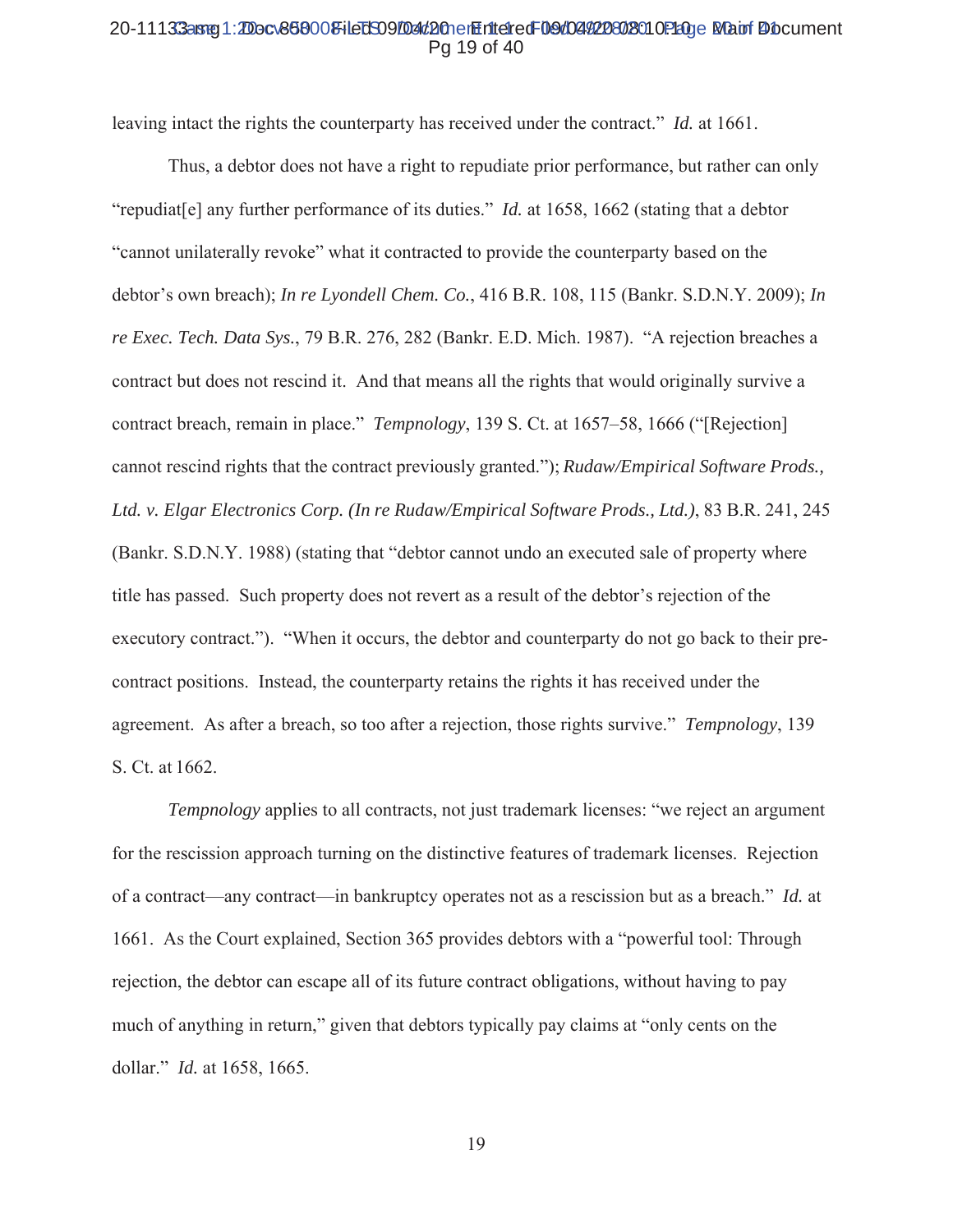leaving intact the rights the counterparty has received under the contract." *Id.* at 1661.

Thus, a debtor does not have a right to repudiate prior performance, but rather can only "repudiat[e] any further performance of its duties." *Id.* at 1658, 1662 (stating that a debtor "cannot unilaterally revoke" what it contracted to provide the counterparty based on the debtor's own breach); *In re Lyondell Chem. Co.*, 416 B.R. 108, 115 (Bankr. S.D.N.Y. 2009); *In re Exec. Tech. Data Sys.*, 79 B.R. 276, 282 (Bankr. E.D. Mich. 1987). "A rejection breaches a contract but does not rescind it. And that means all the rights that would originally survive a contract breach, remain in place." *Tempnology*, 139 S. Ct. at 1657–58, 1666 ("[Rejection] cannot rescind rights that the contract previously granted."); *Rudaw/Empirical Software Prods., Ltd. v. Elgar Electronics Corp. (In re Rudaw/Empirical Software Prods., Ltd.)*, 83 B.R. 241, 245 (Bankr. S.D.N.Y. 1988) (stating that "debtor cannot undo an executed sale of property where title has passed. Such property does not revert as a result of the debtor's rejection of the executory contract."). "When it occurs, the debtor and counterparty do not go back to their pre-contract positions. Instead, the counterparty retains the rights it has received under the agreement. As after a breach, so too after a rejection, those rights survive." *Tempnology*, 139 S. Ct. at 1662.

*Tempnology* applies to all contracts, not just trademark licenses: "we reject an argument for the rescission approach turning on the distinctive features of trademark licenses. Rejection of a contract—any contract—in bankruptcy operates not as a rescission but as a breach." *Id.* at 1661. As the Court explained, Section 365 provides debtors with a "powerful tool: Through rejection, the debtor can escape all of its future contract obligations, without having to pay much of anything in return," given that debtors typically pay claims at "only cents on the dollar." *Id.* at 1658, 1665.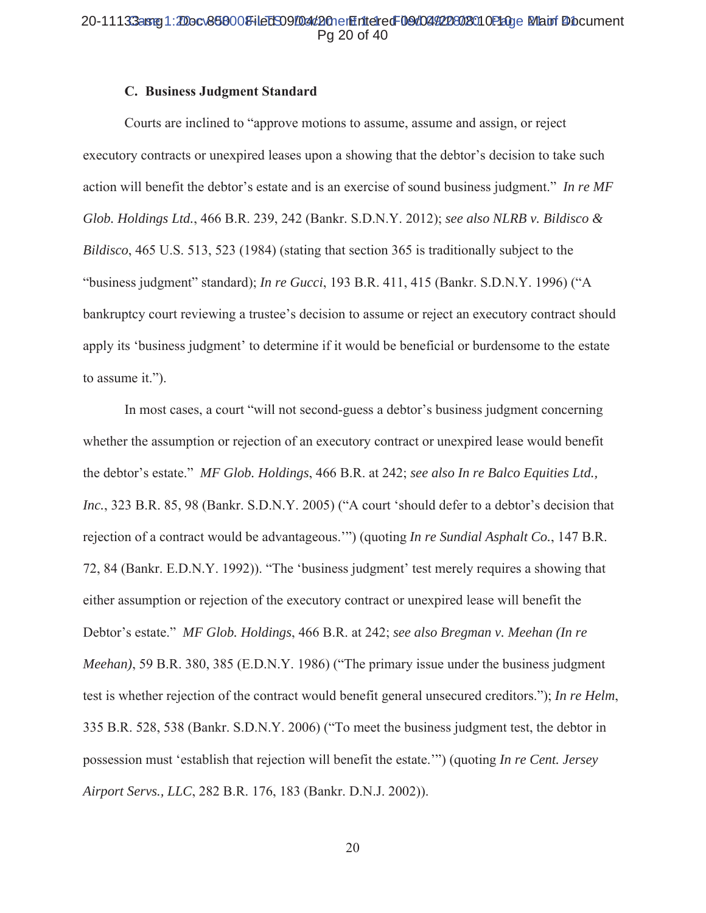### C. Business Judgment Standard

Courts are inclined to "approve motions to assume, assume and assign, or reject executory contracts or unexpired leases upon a showing that the debtor's decision to take such action will benefit the debtor's estate and is an exercise of sound business judgment." *In re MF Glob. Holdings Ltd.*, 466 B.R. 239, 242 (Bankr. S.D.N.Y. 2012); *see also NLRB v. Bildisco & Bildisco*, 465 U.S. 513, 523 (1984) (stating that section 365 is traditionally subject to the "business judgment" standard); *In re Gucci*, 193 B.R. 411, 415 (Bankr. S.D.N.Y. 1996) ("A bankruptcy court reviewing a trustee's decision to assume or reject an executory contract should apply its 'business judgment' to determine if it would be beneficial or burdensome to the estate to assume it.").

In most cases, a court "will not second-guess a debtor's business judgment concerning whether the assumption or rejection of an executory contract or unexpired lease would benefit the debtor's estate." *MF Glob. Holdings*, 466 B.R. at 242; *see also In re Balco Equities Ltd., Inc.*, 323 B.R. 85, 98 (Bankr. S.D.N.Y. 2005) ("A court 'should defer to a debtor's decision that rejection of a contract would be advantageous.'") (quoting *In re Sundial Asphalt Co.*, 147 B.R. 72, 84 (Bankr. E.D.N.Y. 1992)). "The 'business judgment' test merely requires a showing that either assumption or rejection of the executory contract or unexpired lease will benefit the Debtor's estate." *MF Glob. Holdings*, 466 B.R. at 242; *see also Bregman v. Meehan (In re Meehan)*, 59 B.R. 380, 385 (E.D.N.Y. 1986) ("The primary issue under the business judgment test is whether rejection of the contract would benefit general unsecured creditors."); *In re Helm*, 335 B.R. 528, 538 (Bankr. S.D.N.Y. 2006) ("To meet the business judgment test, the debtor in possession must 'establish that rejection will benefit the estate.'") (quoting *In re Cent. Jersey Airport Servs., LLC*, 282 B.R. 176, 183 (Bankr. D.N.J. 2002)).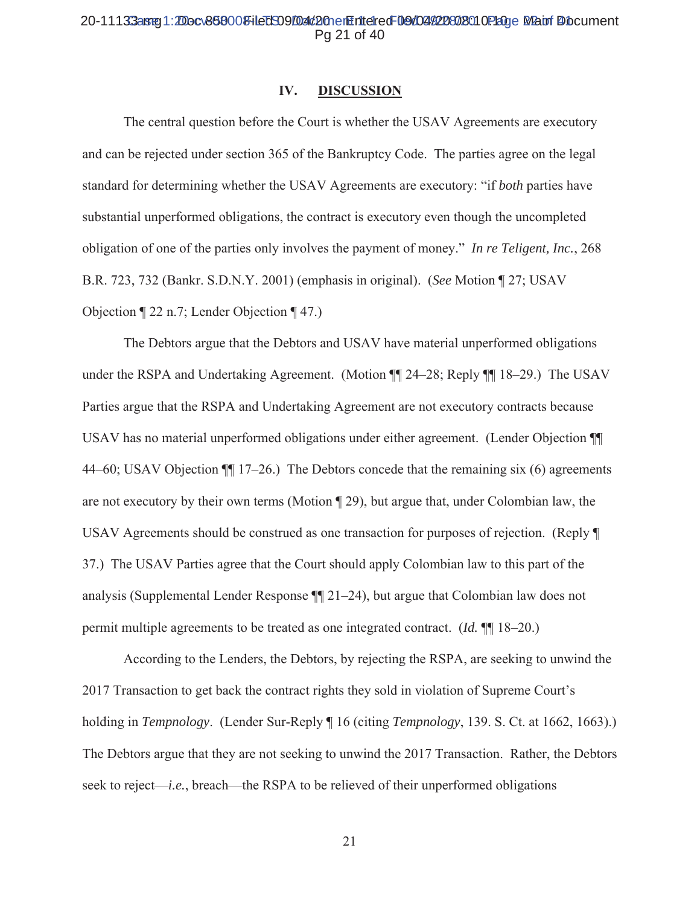## IV. DISCUSSION

The central question before the Court is whether the USAV Agreements are executory and can be rejected under section 365 of the Bankruptcy Code. The parties agree on the legal standard for determining whether the USAV Agreements are executory: "if *both* parties have substantial unperformed obligations, the contract is executory even though the uncompleted obligation of one of the parties only involves the payment of money." *In re Teligent, Inc.*, 268 B.R. 723, 732 (Bankr. S.D.N.Y. 2001) (emphasis in original). (*See* Motion ¶ 27; USAV Objection ¶ 22 n.7; Lender Objection ¶ 47.)

The Debtors argue that the Debtors and USAV have material unperformed obligations under the RSPA and Undertaking Agreement. (Motion ¶¶ 24–28; Reply ¶¶ 18–29.) The USAV Parties argue that the RSPA and Undertaking Agreement are not executory contracts because USAV has no material unperformed obligations under either agreement. (Lender Objection ¶¶ 44–60; USAV Objection ¶¶ 17–26.) The Debtors concede that the remaining six (6) agreements are not executory by their own terms (Motion ¶ 29), but argue that, under Colombian law, the USAV Agreements should be construed as one transaction for purposes of rejection. (Reply ¶ 37.) The USAV Parties agree that the Court should apply Colombian law to this part of the analysis (Supplemental Lender Response ¶¶ 21–24), but argue that Colombian law does not permit multiple agreements to be treated as one integrated contract. (*Id.* ¶¶ 18–20.)

According to the Lenders, the Debtors, by rejecting the RSPA, are seeking to unwind the 2017 Transaction to get back the contract rights they sold in violation of Supreme Court's holding in *Tempnology*. (Lender Sur-Reply ¶ 16 (citing *Tempnology*, 139. S. Ct. at 1662, 1663).) The Debtors argue that they are not seeking to unwind the 2017 Transaction. Rather, the Debtors seek to reject—*i.e.*, breach—the RSPA to be relieved of their unperformed obligations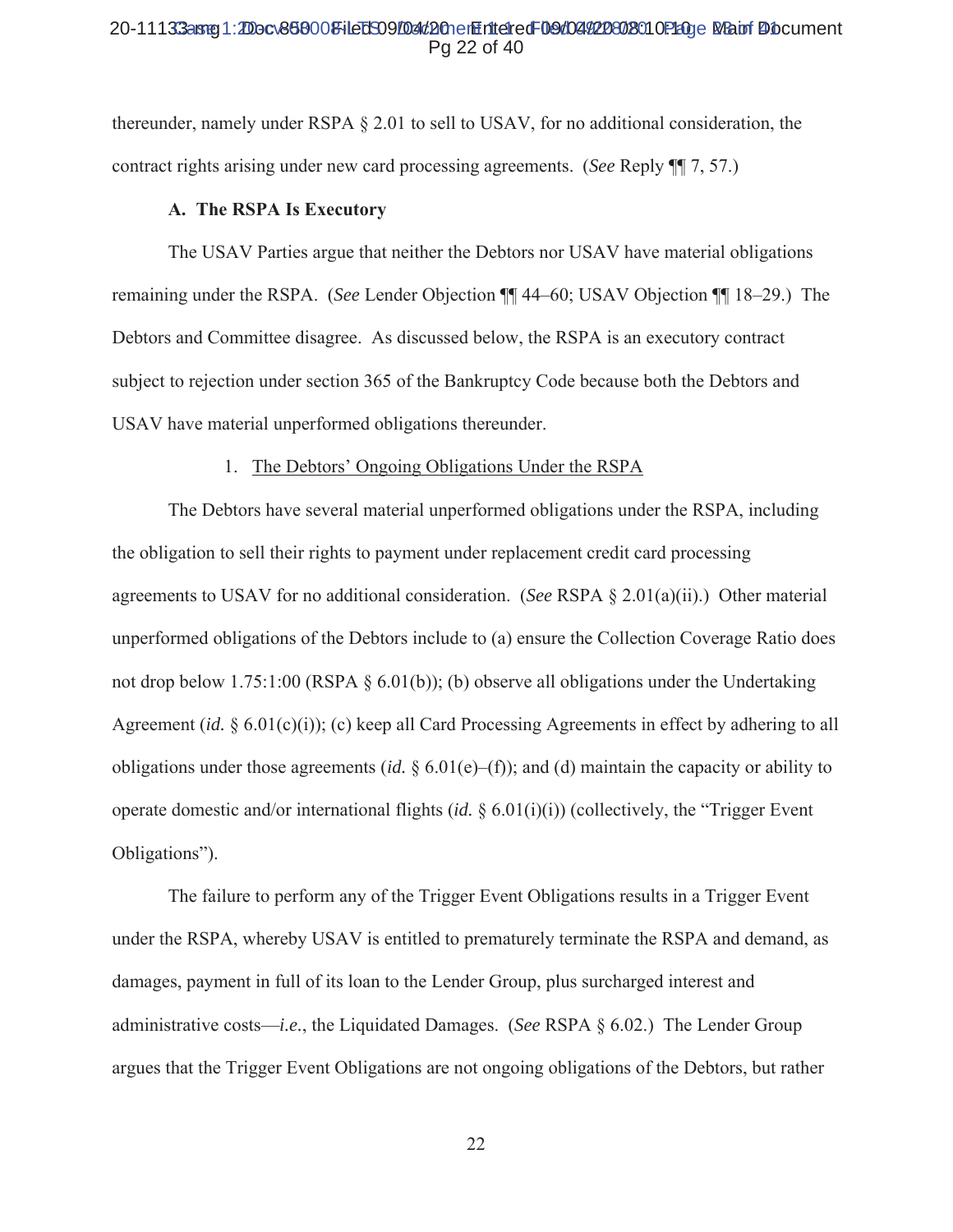thereunder, namely under RSPA § 2.01 to sell to USAV, for no additional consideration, the contract rights arising under new card processing agreements. (*See* Reply ¶¶ 7, 57.)

### A. The RSPA Is Executory

The USAV Parties argue that neither the Debtors nor USAV have material obligations remaining under the RSPA. (*See* Lender Objection ¶¶ 44–60; USAV Objection ¶¶ 18–29.) The Debtors and Committee disagree. As discussed below, the RSPA is an executory contract subject to rejection under section 365 of the Bankruptcy Code because both the Debtors and USAV have material unperformed obligations thereunder.

1. The Debtors' Ongoing Obligations Under the RSPA

The Debtors have several material unperformed obligations under the RSPA, including the obligation to sell their rights to payment under replacement credit card processing agreements to USAV for no additional consideration. (*See* RSPA § 2.01(a)(ii).) Other material unperformed obligations of the Debtors include to (a) ensure the Collection Coverage Ratio does not drop below 1.75:1:00 (RSPA § 6.01(b)); (b) observe all obligations under the Undertaking Agreement (*id.* § 6.01(c)(i)); (c) keep all Card Processing Agreements in effect by adhering to all obligations under those agreements (*id.* § 6.01(e)–(f)); and (d) maintain the capacity or ability to operate domestic and/or international flights (*id.* § 6.01(i)(i)) (collectively, the "Trigger Event Obligations").

The failure to perform any of the Trigger Event Obligations results in a Trigger Event under the RSPA, whereby USAV is entitled to prematurely terminate the RSPA and demand, as damages, payment in full of its loan to the Lender Group, plus surcharged interest and administrative costs—*i.e.*, the Liquidated Damages. (*See* RSPA § 6.02.) The Lender Group argues that the Trigger Event Obligations are not ongoing obligations of the Debtors, but rather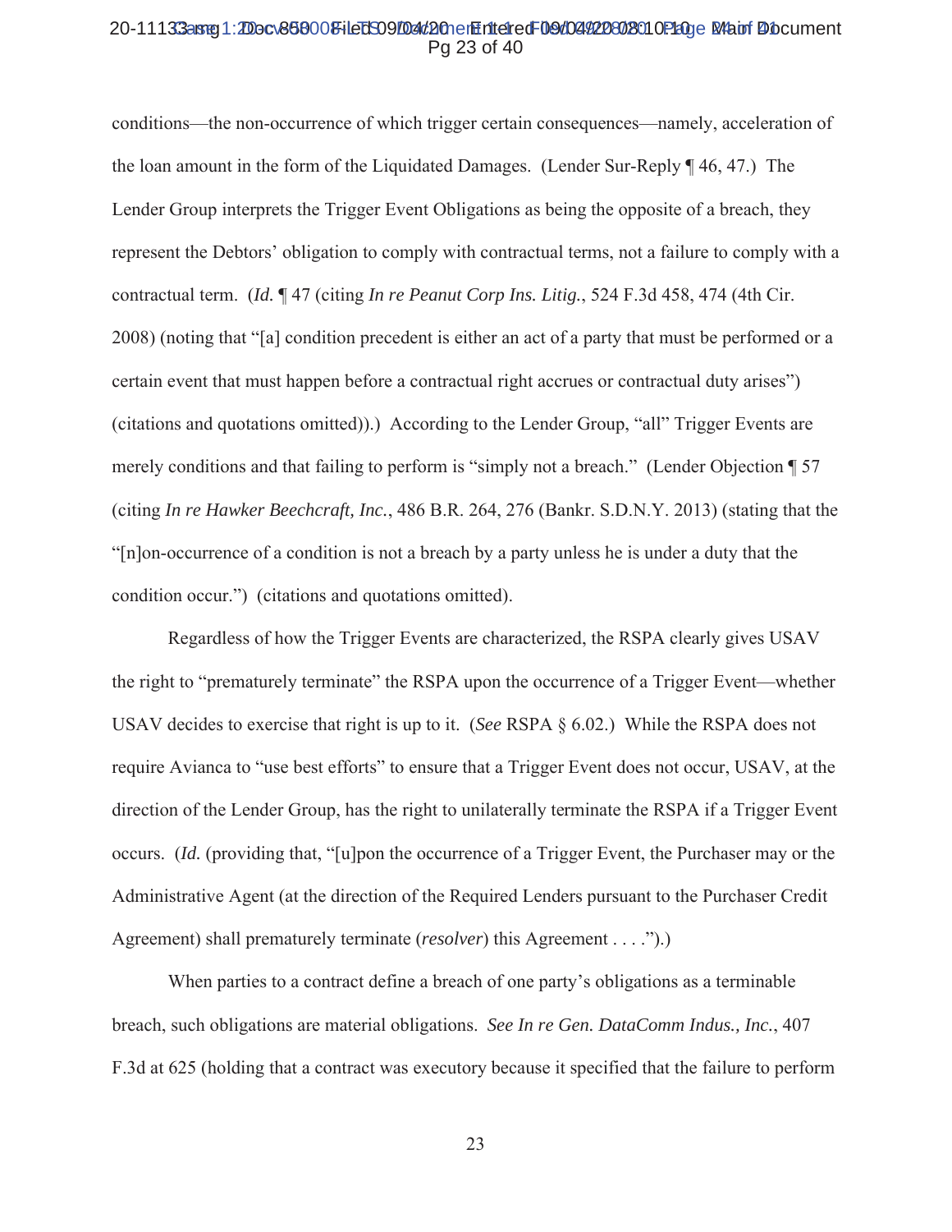conditions—the non-occurrence of which trigger certain consequences—namely, acceleration of the loan amount in the form of the Liquidated Damages. (Lender Sur-Reply ¶ 46, 47.) The Lender Group interprets the Trigger Event Obligations as being the opposite of a breach, they represent the Debtors' obligation to comply with contractual terms, not a failure to comply with a contractual term. (*Id.* ¶ 47 (citing *In re Peanut Corp Ins. Litig.*, 524 F.3d 458, 474 (4th Cir. 2008) (noting that "[a] condition precedent is either an act of a party that must be performed or a certain event that must happen before a contractual right accrues or contractual duty arises") (citations and quotations omitted)).) According to the Lender Group, "all" Trigger Events are merely conditions and that failing to perform is "simply not a breach." (Lender Objection ¶ 57 (citing *In re Hawker Beechcraft, Inc.*, 486 B.R. 264, 276 (Bankr. S.D.N.Y. 2013) (stating that the "[n]on-occurrence of a condition is not a breach by a party unless he is under a duty that the condition occur.") (citations and quotations omitted).

Regardless of how the Trigger Events are characterized, the RSPA clearly gives USAV the right to "prematurely terminate" the RSPA upon the occurrence of a Trigger Event—whether USAV decides to exercise that right is up to it. (*See* RSPA § 6.02.) While the RSPA does not require Avianca to "use best efforts" to ensure that a Trigger Event does not occur, USAV, at the direction of the Lender Group, has the right to unilaterally terminate the RSPA if a Trigger Event occurs. (*Id.* (providing that, "[u]pon the occurrence of a Trigger Event, the Purchaser may or the Administrative Agent (at the direction of the Required Lenders pursuant to the Purchaser Credit Agreement) shall prematurely terminate (*resolver*) this Agreement . . . .").)

When parties to a contract define a breach of one party's obligations as a terminable breach, such obligations are material obligations. *See In re Gen. DataComm Indus., Inc.*, 407 F.3d at 625 (holding that a contract was executory because it specified that the failure to perform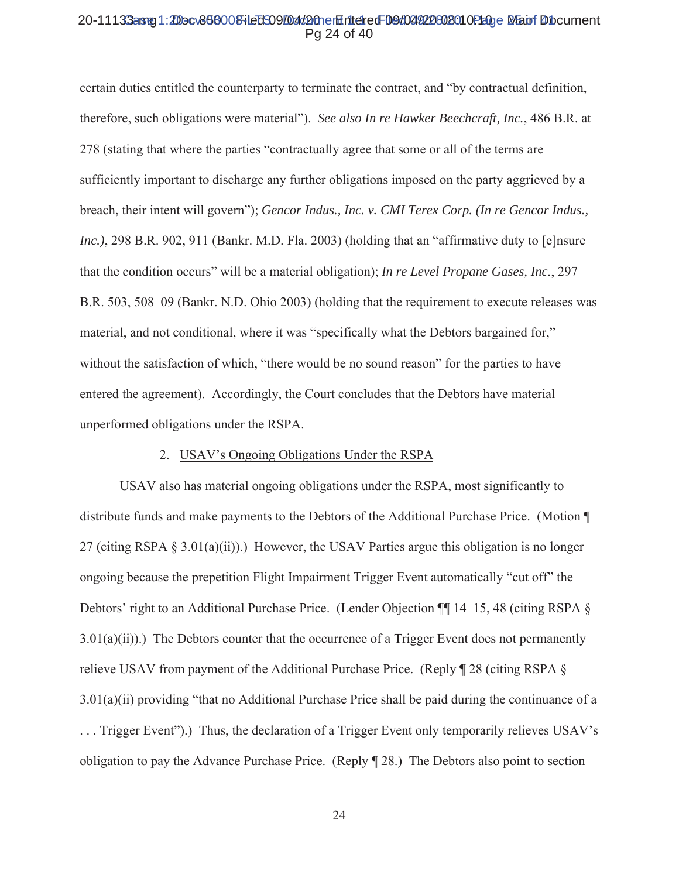certain duties entitled the counterparty to terminate the contract, and "by contractual definition, therefore, such obligations were material"). *See also In re Hawker Beechcraft, Inc.*, 486 B.R. at 278 (stating that where the parties "contractually agree that some or all of the terms are sufficiently important to discharge any further obligations imposed on the party aggrieved by a breach, their intent will govern"); *Gencor Indus., Inc. v. CMI Terex Corp. (In re Gencor Indus., Inc.)*, 298 B.R. 902, 911 (Bankr. M.D. Fla. 2003) (holding that an "affirmative duty to [e]nsure that the condition occurs" will be a material obligation); *In re Level Propane Gases, Inc.*, 297 B.R. 503, 508–09 (Bankr. N.D. Ohio 2003) (holding that the requirement to execute releases was material, and not conditional, where it was "specifically what the Debtors bargained for," without the satisfaction of which, "there would be no sound reason" for the parties to have entered the agreement). Accordingly, the Court concludes that the Debtors have material unperformed obligations under the RSPA.

2. USAV's Ongoing Obligations Under the RSPA

USAV also has material ongoing obligations under the RSPA, most significantly to distribute funds and make payments to the Debtors of the Additional Purchase Price. (Motion ¶ 27 (citing RSPA § 3.01(a)(ii)).) However, the USAV Parties argue this obligation is no longer ongoing because the prepetition Flight Impairment Trigger Event automatically "cut off" the Debtors' right to an Additional Purchase Price. (Lender Objection ¶¶ 14–15, 48 (citing RSPA § 3.01(a)(ii)).) The Debtors counter that the occurrence of a Trigger Event does not permanently relieve USAV from payment of the Additional Purchase Price. (Reply ¶ 28 (citing RSPA § 3.01(a)(ii) providing "that no Additional Purchase Price shall be paid during the continuance of a . . . Trigger Event").) Thus, the declaration of a Trigger Event only temporarily relieves USAV's obligation to pay the Advance Purchase Price. (Reply ¶ 28.) The Debtors also point to section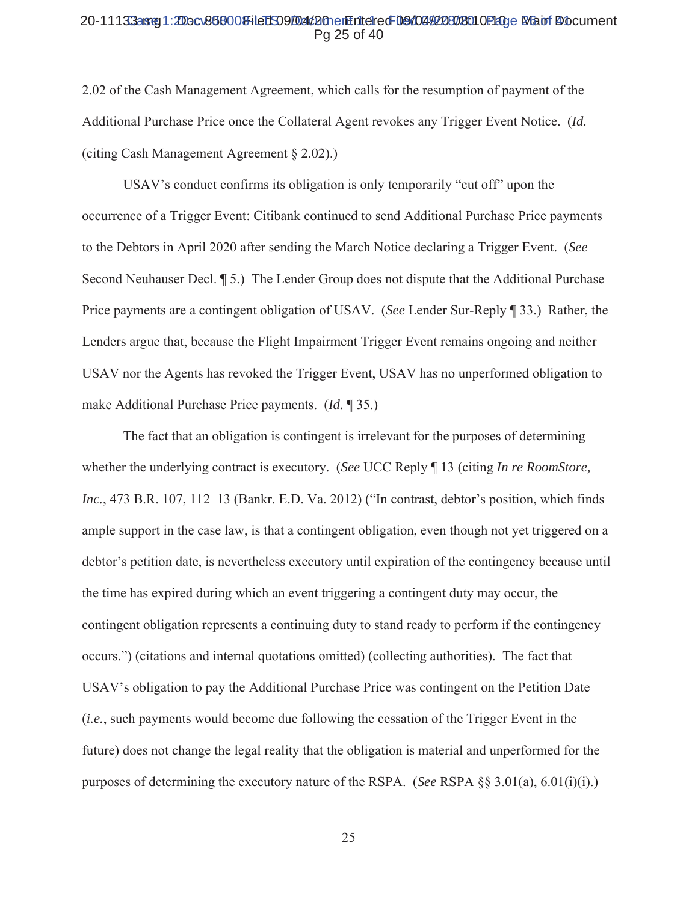2.02 of the Cash Management Agreement, which calls for the resumption of payment of the Additional Purchase Price once the Collateral Agent revokes any Trigger Event Notice. (*Id.* (citing Cash Management Agreement § 2.02).)

USAV's conduct confirms its obligation is only temporarily "cut off" upon the occurrence of a Trigger Event: Citibank continued to send Additional Purchase Price payments to the Debtors in April 2020 after sending the March Notice declaring a Trigger Event. (*See* Second Neuhauser Decl. ¶ 5.) The Lender Group does not dispute that the Additional Purchase Price payments are a contingent obligation of USAV. (*See* Lender Sur-Reply ¶ 33.) Rather, the Lenders argue that, because the Flight Impairment Trigger Event remains ongoing and neither USAV nor the Agents has revoked the Trigger Event, USAV has no unperformed obligation to make Additional Purchase Price payments. (*Id.* ¶ 35.)

The fact that an obligation is contingent is irrelevant for the purposes of determining whether the underlying contract is executory. (*See* UCC Reply ¶ 13 (citing *In re RoomStore, Inc.*, 473 B.R. 107, 112–13 (Bankr. E.D. Va. 2012) ("In contrast, debtor's position, which finds ample support in the case law, is that a contingent obligation, even though not yet triggered on a debtor's petition date, is nevertheless executory until expiration of the contingency because until the time has expired during which an event triggering a contingent duty may occur, the contingent obligation represents a continuing duty to stand ready to perform if the contingency occurs.") (citations and internal quotations omitted) (collecting authorities). The fact that USAV's obligation to pay the Additional Purchase Price was contingent on the Petition Date (*i.e.*, such payments would become due following the cessation of the Trigger Event in the future) does not change the legal reality that the obligation is material and unperformed for the purposes of determining the executory nature of the RSPA. (*See* RSPA §§ 3.01(a), 6.01(i)(i).)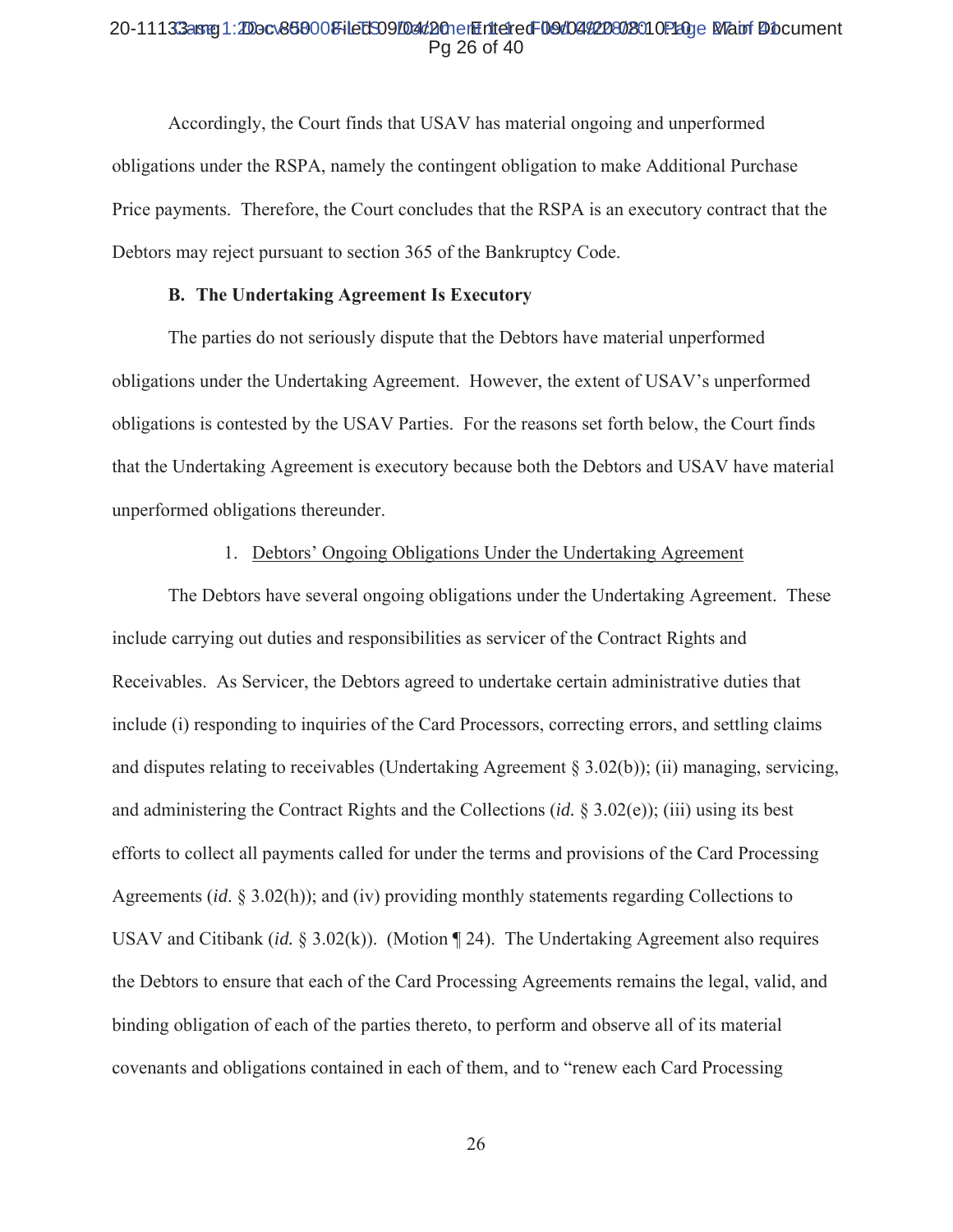Accordingly, the Court finds that USAV has material ongoing and unperformed obligations under the RSPA, namely the contingent obligation to make Additional Purchase Price payments. Therefore, the Court concludes that the RSPA is an executory contract that the Debtors may reject pursuant to section 365 of the Bankruptcy Code.

**B. The Undertaking Agreement Is Executory**

The parties do not seriously dispute that the Debtors have material unperformed obligations under the Undertaking Agreement. However, the extent of USAV's unperformed obligations is contested by the USAV Parties. For the reasons set forth below, the Court finds that the Undertaking Agreement is executory because both the Debtors and USAV have material unperformed obligations thereunder.

1. Debtors' Ongoing Obligations Under the Undertaking Agreement

The Debtors have several ongoing obligations under the Undertaking Agreement. These include carrying out duties and responsibilities as servicer of the Contract Rights and Receivables. As Servicer, the Debtors agreed to undertake certain administrative duties that include (i) responding to inquiries of the Card Processors, correcting errors, and settling claims and disputes relating to receivables (Undertaking Agreement § 3.02(b)); (ii) managing, servicing, and administering the Contract Rights and the Collections (*id.* § 3.02(e)); (iii) using its best efforts to collect all payments called for under the terms and provisions of the Card Processing Agreements (*id*. § 3.02(h)); and (iv) providing monthly statements regarding Collections to USAV and Citibank (*id.* § 3.02(k)). (Motion ¶ 24). The Undertaking Agreement also requires the Debtors to ensure that each of the Card Processing Agreements remains the legal, valid, and binding obligation of each of the parties thereto, to perform and observe all of its material covenants and obligations contained in each of them, and to "renew each Card Processing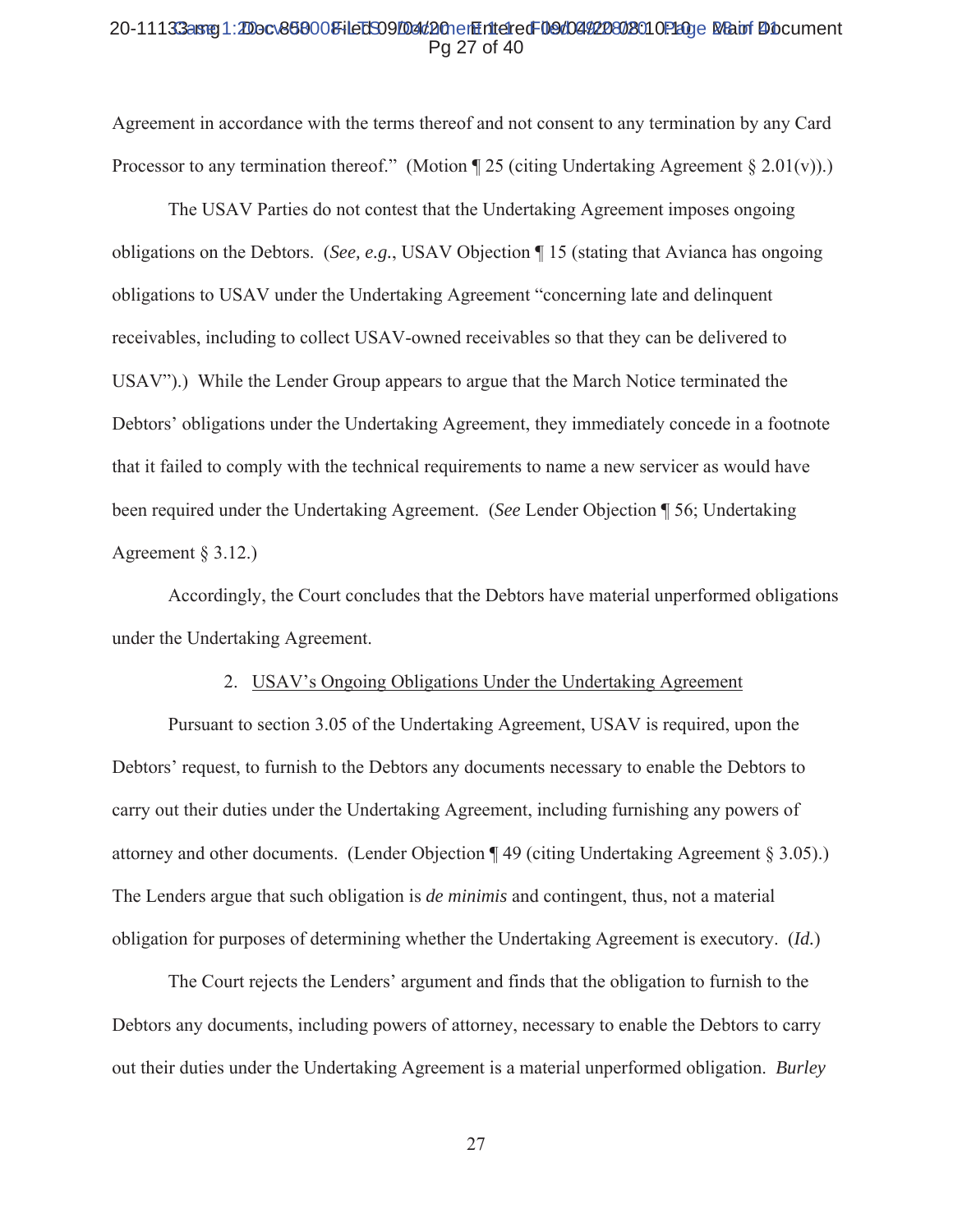Agreement in accordance with the terms thereof and not consent to any termination by any Card Processor to any termination thereof." (Motion ¶ 25 (citing Undertaking Agreement § 2.01(v)).)

The USAV Parties do not contest that the Undertaking Agreement imposes ongoing obligations on the Debtors. (*See, e.g.*, USAV Objection ¶ 15 (stating that Avianca has ongoing obligations to USAV under the Undertaking Agreement "concerning late and delinquent receivables, including to collect USAV-owned receivables so that they can be delivered to USAV").) While the Lender Group appears to argue that the March Notice terminated the Debtors' obligations under the Undertaking Agreement, they immediately concede in a footnote that it failed to comply with the technical requirements to name a new servicer as would have been required under the Undertaking Agreement. (*See* Lender Objection ¶ 56; Undertaking Agreement § 3.12.)

Accordingly, the Court concludes that the Debtors have material unperformed obligations under the Undertaking Agreement.

2. USAV's Ongoing Obligations Under the Undertaking Agreement

Pursuant to section 3.05 of the Undertaking Agreement, USAV is required, upon the Debtors' request, to furnish to the Debtors any documents necessary to enable the Debtors to carry out their duties under the Undertaking Agreement, including furnishing any powers of attorney and other documents. (Lender Objection ¶ 49 (citing Undertaking Agreement § 3.05).) The Lenders argue that such obligation is *de minimis* and contingent, thus, not a material obligation for purposes of determining whether the Undertaking Agreement is executory. (*Id.*)

The Court rejects the Lenders' argument and finds that the obligation to furnish to the Debtors any documents, including powers of attorney, necessary to enable the Debtors to carry out their duties under the Undertaking Agreement is a material unperformed obligation. *Burley*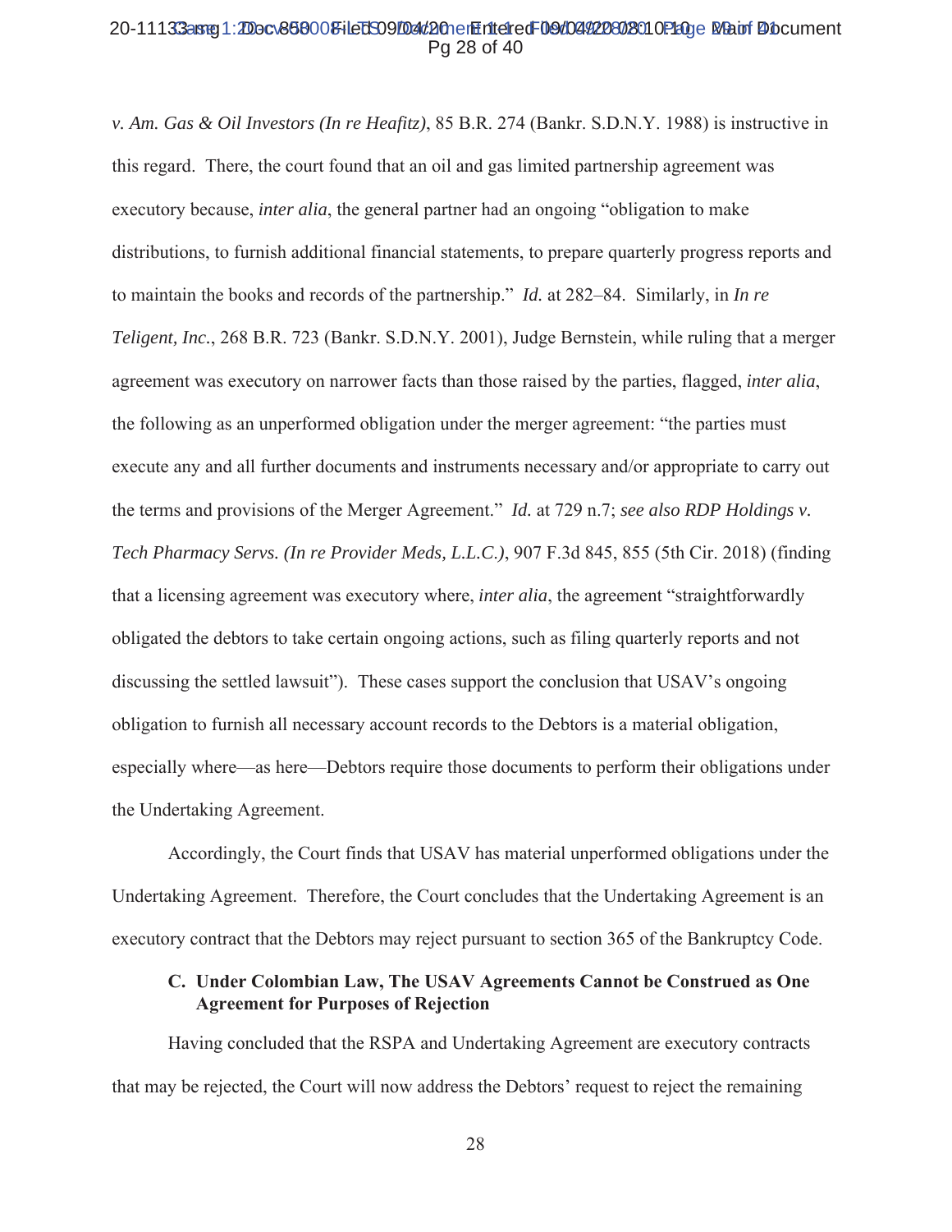*v. Am. Gas & Oil Investors (In re Heafitz)*, 85 B.R. 274 (Bankr. S.D.N.Y. 1988) is instructive in this regard. There, the court found that an oil and gas limited partnership agreement was executory because, *inter alia*, the general partner had an ongoing "obligation to make distributions, to furnish additional financial statements, to prepare quarterly progress reports and to maintain the books and records of the partnership." *Id.* at 282–84. Similarly, in *In re Teligent, Inc.*, 268 B.R. 723 (Bankr. S.D.N.Y. 2001), Judge Bernstein, while ruling that a merger agreement was executory on narrower facts than those raised by the parties, flagged, *inter alia*, the following as an unperformed obligation under the merger agreement: "the parties must execute any and all further documents and instruments necessary and/or appropriate to carry out the terms and provisions of the Merger Agreement." *Id.* at 729 n.7; *see also RDP Holdings v. Tech Pharmacy Servs. (In re Provider Meds, L.L.C.)*, 907 F.3d 845, 855 (5th Cir. 2018) (finding that a licensing agreement was executory where, *inter alia*, the agreement "straightforwardly obligated the debtors to take certain ongoing actions, such as filing quarterly reports and not discussing the settled lawsuit"). These cases support the conclusion that USAV's ongoing obligation to furnish all necessary account records to the Debtors is a material obligation, especially where—as here—Debtors require those documents to perform their obligations under the Undertaking Agreement.

Accordingly, the Court finds that USAV has material unperformed obligations under the Undertaking Agreement. Therefore, the Court concludes that the Undertaking Agreement is an executory contract that the Debtors may reject pursuant to section 365 of the Bankruptcy Code.

### C. Under Colombian Law, The USAV Agreements Cannot be Construed as One Agreement for Purposes of Rejection

Having concluded that the RSPA and Undertaking Agreement are executory contracts that may be rejected, the Court will now address the Debtors' request to reject the remaining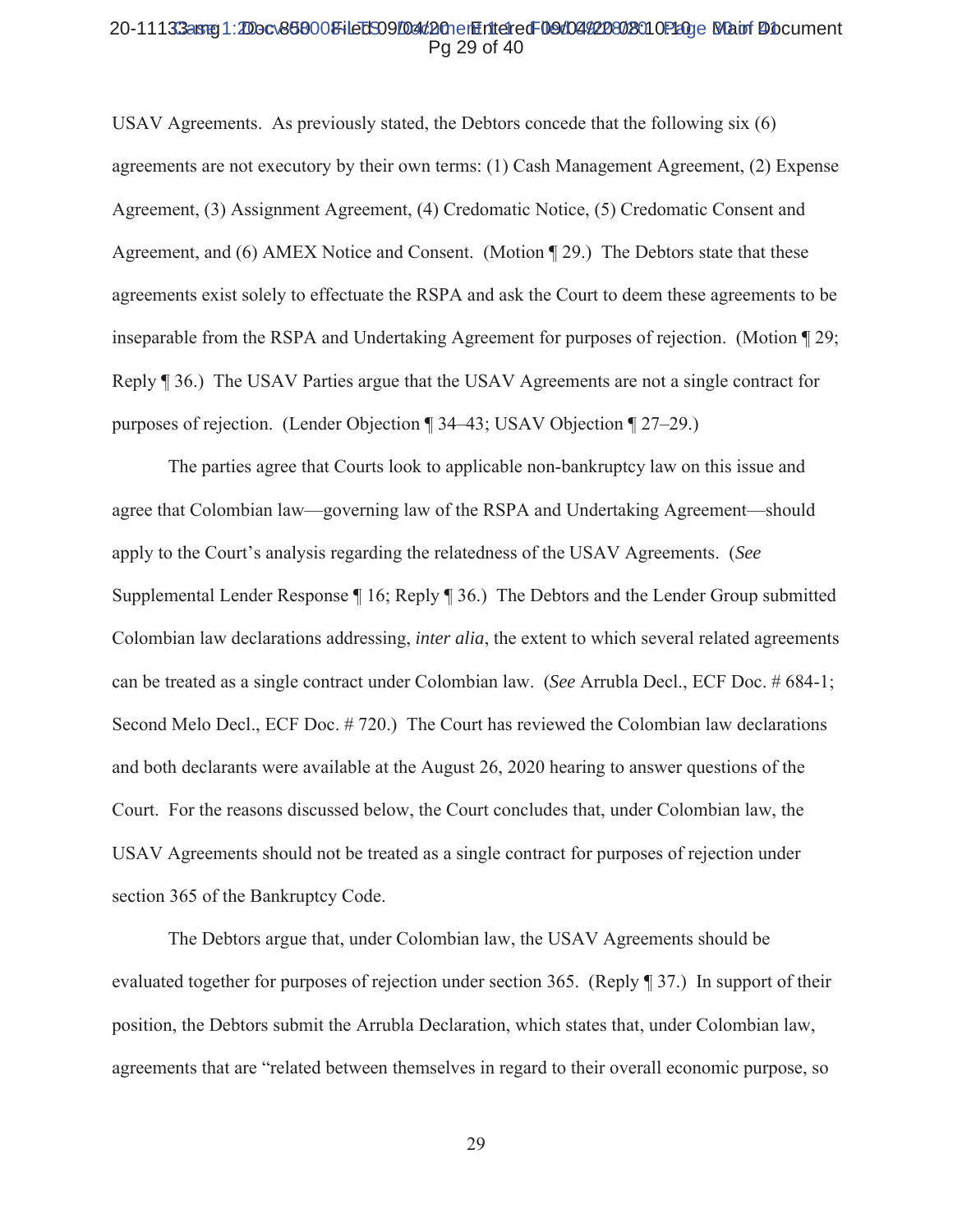USAV Agreements. As previously stated, the Debtors concede that the following six (6) agreements are not executory by their own terms: (1) Cash Management Agreement, (2) Expense Agreement, (3) Assignment Agreement, (4) Credomatic Notice, (5) Credomatic Consent and Agreement, and (6) AMEX Notice and Consent. (Motion ¶ 29.) The Debtors state that these agreements exist solely to effectuate the RSPA and ask the Court to deem these agreements to be inseparable from the RSPA and Undertaking Agreement for purposes of rejection. (Motion ¶ 29; Reply ¶ 36.) The USAV Parties argue that the USAV Agreements are not a single contract for purposes of rejection. (Lender Objection ¶ 34–43; USAV Objection ¶ 27–29.)

The parties agree that Courts look to applicable non-bankruptcy law on this issue and agree that Colombian law—governing law of the RSPA and Undertaking Agreement—should apply to the Court's analysis regarding the relatedness of the USAV Agreements. (*See* Supplemental Lender Response ¶ 16; Reply ¶ 36.) The Debtors and the Lender Group submitted Colombian law declarations addressing, *inter alia*, the extent to which several related agreements can be treated as a single contract under Colombian law. (*See* Arrubla Decl., ECF Doc. # 684-1; Second Melo Decl., ECF Doc. # 720.) The Court has reviewed the Colombian law declarations and both declarants were available at the August 26, 2020 hearing to answer questions of the Court. For the reasons discussed below, the Court concludes that, under Colombian law, the USAV Agreements should not be treated as a single contract for purposes of rejection under section 365 of the Bankruptcy Code.

The Debtors argue that, under Colombian law, the USAV Agreements should be evaluated together for purposes of rejection under section 365. (Reply ¶ 37.) In support of their position, the Debtors submit the Arrubla Declaration, which states that, under Colombian law, agreements that are "related between themselves in regard to their overall economic purpose, so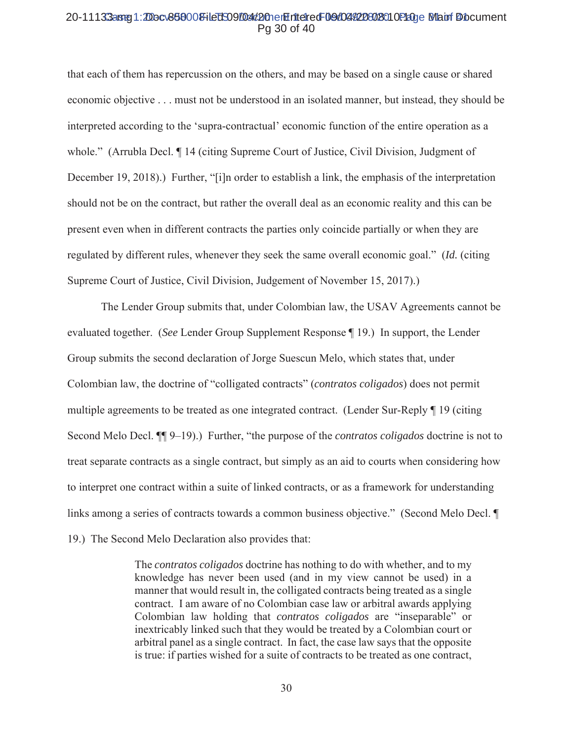that each of them has repercussion on the others, and may be based on a single cause or shared economic objective . . . must not be understood in an isolated manner, but instead, they should be interpreted according to the 'supra-contractual' economic function of the entire operation as a whole." (Arrubla Decl. ¶ 14 (citing Supreme Court of Justice, Civil Division, Judgment of December 19, 2018).) Further, "[i]n order to establish a link, the emphasis of the interpretation should not be on the contract, but rather the overall deal as an economic reality and this can be present even when in different contracts the parties only coincide partially or when they are regulated by different rules, whenever they seek the same overall economic goal." (*Id.* (citing Supreme Court of Justice, Civil Division, Judgement of November 15, 2017).)

The Lender Group submits that, under Colombian law, the USAV Agreements cannot be evaluated together. (*See* Lender Group Supplement Response ¶ 19.) In support, the Lender Group submits the second declaration of Jorge Suescun Melo, which states that, under Colombian law, the doctrine of "colligated contracts" (*contratos coligados*) does not permit multiple agreements to be treated as one integrated contract. (Lender Sur-Reply ¶ 19 (citing Second Melo Decl. ¶¶ 9–19).) Further, "the purpose of the *contratos coligados* doctrine is not to treat separate contracts as a single contract, but simply as an aid to courts when considering how to interpret one contract within a suite of linked contracts, or as a framework for understanding links among a series of contracts towards a common business objective." (Second Melo Decl. ¶ 19.) The Second Melo Declaration also provides that:

> The *contratos coligados* doctrine has nothing to do with whether, and to my knowledge has never been used (and in my view cannot be used) in a manner that would result in, the colligated contracts being treated as a single contract. I am aware of no Colombian case law or arbitral awards applying Colombian law holding that *contratos coligados* are "inseparable" or inextricably linked such that they would be treated by a Colombian court or arbitral panel as a single contract. In fact, the case law says that the opposite is true: if parties wished for a suite of contracts to be treated as one contract,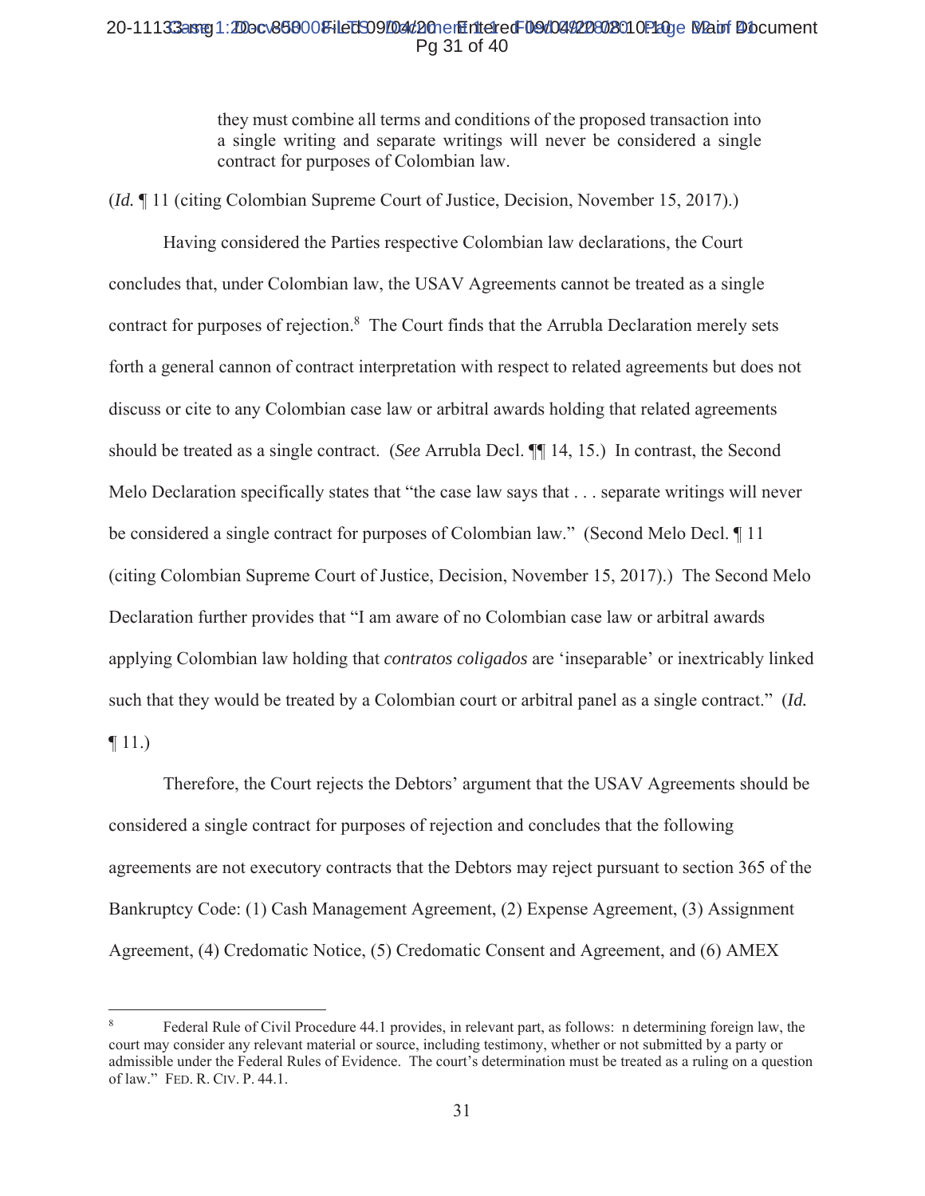they must combine all terms and conditions of the proposed transaction into a single writing and separate writings will never be considered a single contract for purposes of Colombian law.

(*Id.* ¶ 11 (citing Colombian Supreme Court of Justice, Decision, November 15, 2017).)

Having considered the Parties respective Colombian law declarations, the Court concludes that, under Colombian law, the USAV Agreements cannot be treated as a single contract for purposes of rejection.[8] The Court finds that the Arrubla Declaration merely sets forth a general cannon of contract interpretation with respect to related agreements but does not discuss or cite to any Colombian case law or arbitral awards holding that related agreements should be treated as a single contract. (*See* Arrubla Decl. ¶¶ 14, 15.) In contrast, the Second Melo Declaration specifically states that "the case law says that . . . separate writings will never be considered a single contract for purposes of Colombian law." (Second Melo Decl. ¶ 11 (citing Colombian Supreme Court of Justice, Decision, November 15, 2017).) The Second Melo Declaration further provides that "I am aware of no Colombian case law or arbitral awards applying Colombian law holding that *contratos coligados* are 'inseparable' or inextricably linked such that they would be treated by a Colombian court or arbitral panel as a single contract." (*Id.* ¶ 11.)

Therefore, the Court rejects the Debtors' argument that the USAV Agreements should be considered a single contract for purposes of rejection and concludes that the following agreements are not executory contracts that the Debtors may reject pursuant to section 365 of the Bankruptcy Code: (1) Cash Management Agreement, (2) Expense Agreement, (3) Assignment Agreement, (4) Credomatic Notice, (5) Credomatic Consent and Agreement, and (6) AMEX

---

[8] Federal Rule of Civil Procedure 44.1 provides, in relevant part, as follows: n determining foreign law, the court may consider any relevant material or source, including testimony, whether or not submitted by a party or admissible under the Federal Rules of Evidence. The court's determination must be treated as a ruling on a question of law." FED. R. CIV. P. 44.1.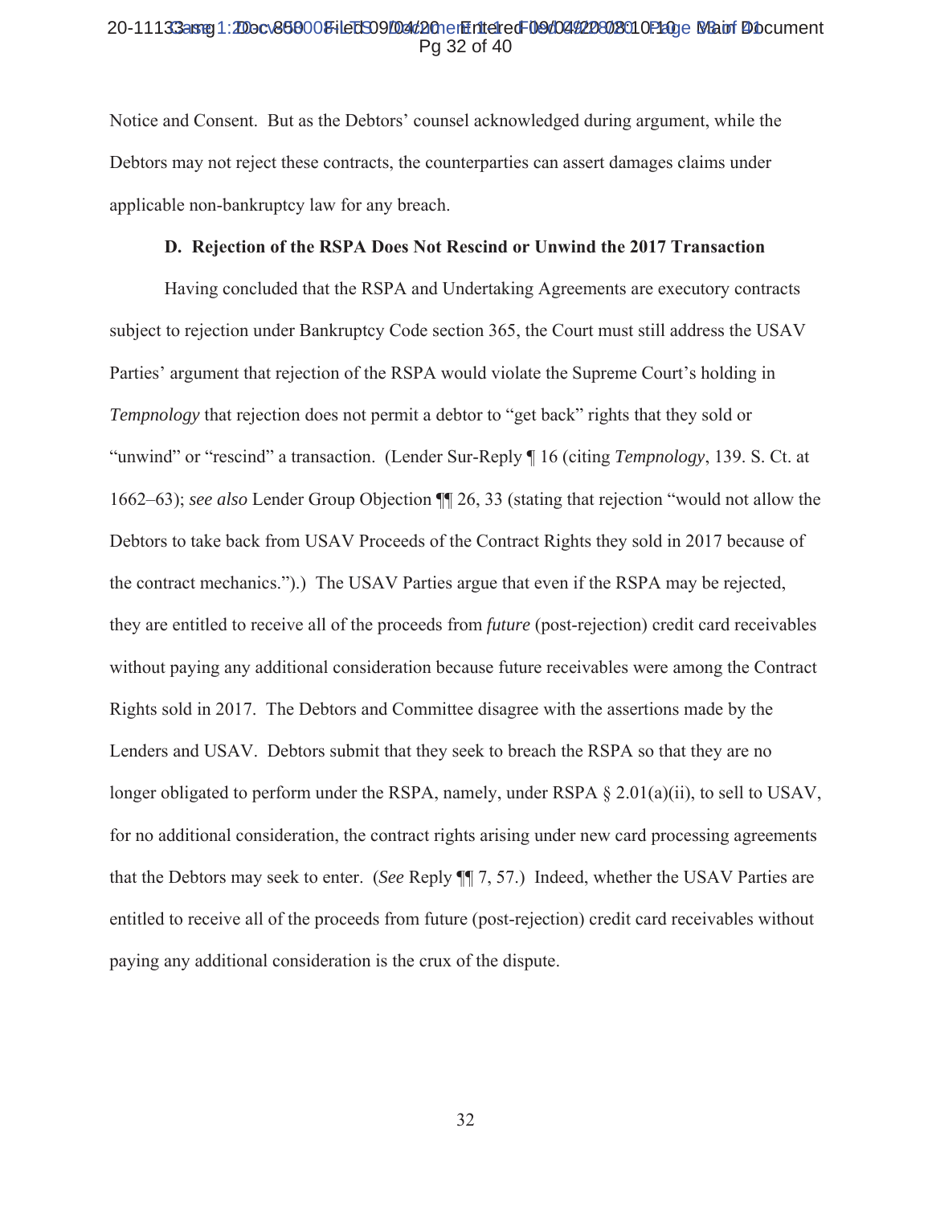Notice and Consent. But as the Debtors' counsel acknowledged during argument, while the Debtors may not reject these contracts, the counterparties can assert damages claims under applicable non-bankruptcy law for any breach.

### D. Rejection of the RSPA Does Not Rescind or Unwind the 2017 Transaction

Having concluded that the RSPA and Undertaking Agreements are executory contracts subject to rejection under Bankruptcy Code section 365, the Court must still address the USAV Parties' argument that rejection of the RSPA would violate the Supreme Court's holding in *Tempnology* that rejection does not permit a debtor to "get back" rights that they sold or "unwind" or "rescind" a transaction. (Lender Sur-Reply ¶ 16 (citing *Tempnology*, 139. S. Ct. at 1662–63); *see also* Lender Group Objection ¶¶ 26, 33 (stating that rejection "would not allow the Debtors to take back from USAV Proceeds of the Contract Rights they sold in 2017 because of the contract mechanics.").) The USAV Parties argue that even if the RSPA may be rejected, they are entitled to receive all of the proceeds from *future* (post-rejection) credit card receivables without paying any additional consideration because future receivables were among the Contract Rights sold in 2017. The Debtors and Committee disagree with the assertions made by the Lenders and USAV. Debtors submit that they seek to breach the RSPA so that they are no longer obligated to perform under the RSPA, namely, under RSPA § 2.01(a)(ii), to sell to USAV, for no additional consideration, the contract rights arising under new card processing agreements that the Debtors may seek to enter. (*See* Reply ¶¶ 7, 57.) Indeed, whether the USAV Parties are entitled to receive all of the proceeds from future (post-rejection) credit card receivables without paying any additional consideration is the crux of the dispute.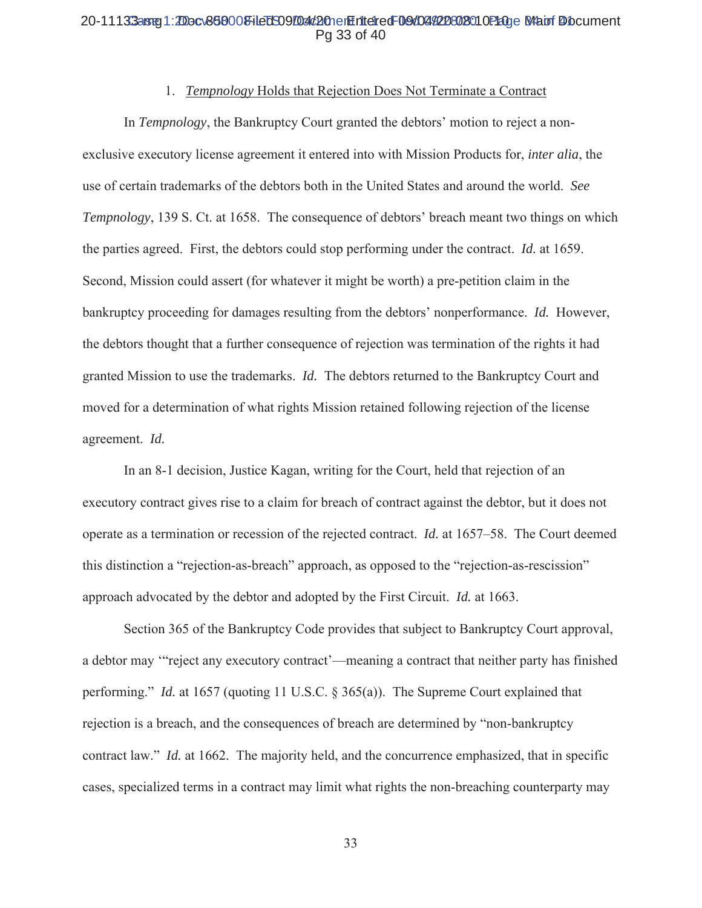### 1. *Tempnology* Holds that Rejection Does Not Terminate a Contract

In *Tempnology*, the Bankruptcy Court granted the debtors' motion to reject a non-exclusive executory license agreement it entered into with Mission Products for, *inter alia*, the use of certain trademarks of the debtors both in the United States and around the world. *See Tempnology*, 139 S. Ct. at 1658. The consequence of debtors' breach meant two things on which the parties agreed. First, the debtors could stop performing under the contract. *Id.* at 1659. Second, Mission could assert (for whatever it might be worth) a pre-petition claim in the bankruptcy proceeding for damages resulting from the debtors' nonperformance. *Id.* However, the debtors thought that a further consequence of rejection was termination of the rights it had granted Mission to use the trademarks. *Id.* The debtors returned to the Bankruptcy Court and moved for a determination of what rights Mission retained following rejection of the license agreement. *Id.*

In an 8-1 decision, Justice Kagan, writing for the Court, held that rejection of an executory contract gives rise to a claim for breach of contract against the debtor, but it does not operate as a termination or recession of the rejected contract. *Id.* at 1657–58. The Court deemed this distinction a "rejection-as-breach" approach, as opposed to the "rejection-as-rescission" approach advocated by the debtor and adopted by the First Circuit. *Id.* at 1663.

Section 365 of the Bankruptcy Code provides that subject to Bankruptcy Court approval, a debtor may '"reject any executory contract'—meaning a contract that neither party has finished performing." *Id.* at 1657 (quoting 11 U.S.C. § 365(a)). The Supreme Court explained that rejection is a breach, and the consequences of breach are determined by "non-bankruptcy contract law." *Id.* at 1662. The majority held, and the concurrence emphasized, that in specific cases, specialized terms in a contract may limit what rights the non-breaching counterparty may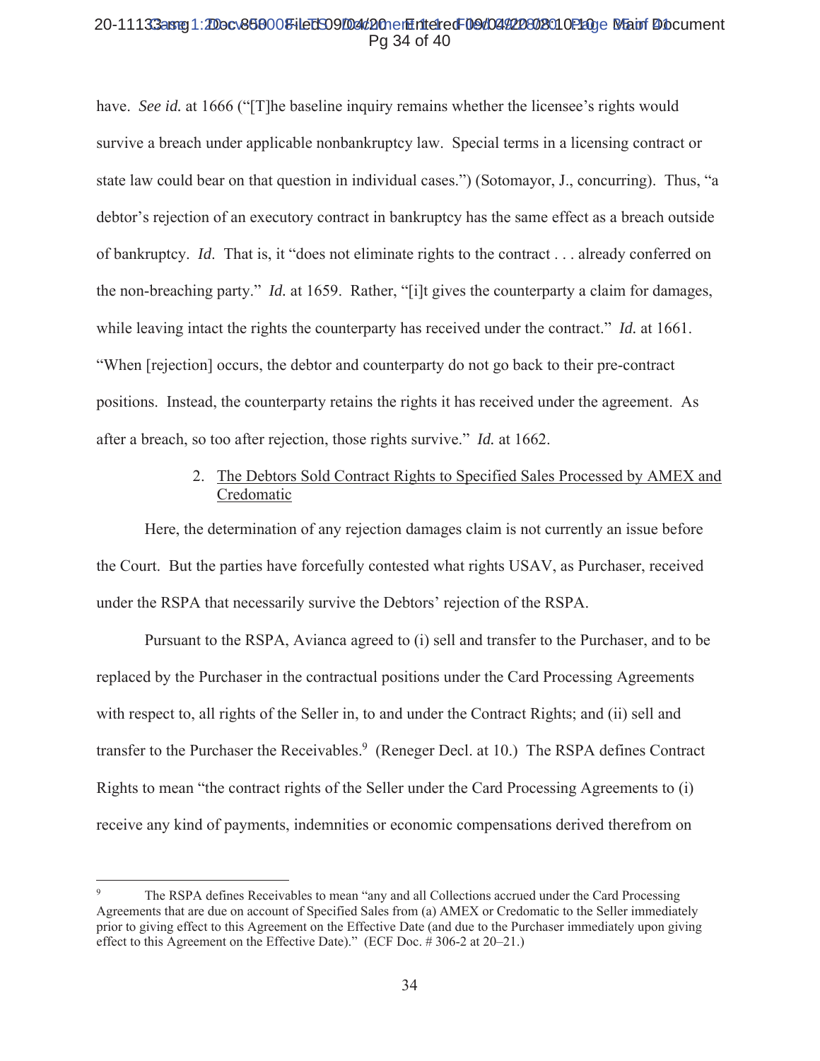have. *See id.* at 1666 ("[T]he baseline inquiry remains whether the licensee's rights would survive a breach under applicable nonbankruptcy law. Special terms in a licensing contract or state law could bear on that question in individual cases.") (Sotomayor, J., concurring). Thus, "a debtor's rejection of an executory contract in bankruptcy has the same effect as a breach outside of bankruptcy. *Id*. That is, it "does not eliminate rights to the contract . . . already conferred on the non-breaching party." *Id.* at 1659. Rather, "[i]t gives the counterparty a claim for damages, while leaving intact the rights the counterparty has received under the contract." *Id.* at 1661. "When [rejection] occurs, the debtor and counterparty do not go back to their pre-contract positions. Instead, the counterparty retains the rights it has received under the agreement. As after a breach, so too after rejection, those rights survive." *Id.* at 1662.

2. <u>The Debtors Sold Contract Rights to Specified Sales Processed by AMEX and Credomatic</u>

Here, the determination of any rejection damages claim is not currently an issue before the Court. But the parties have forcefully contested what rights USAV, as Purchaser, received under the RSPA that necessarily survive the Debtors' rejection of the RSPA.

Pursuant to the RSPA, Avianca agreed to (i) sell and transfer to the Purchaser, and to be replaced by the Purchaser in the contractual positions under the Card Processing Agreements with respect to, all rights of the Seller in, to and under the Contract Rights; and (ii) sell and transfer to the Purchaser the Receivables.[9] (Reneger Decl. at 10.) The RSPA defines Contract Rights to mean "the contract rights of the Seller under the Card Processing Agreements to (i) receive any kind of payments, indemnities or economic compensations derived therefrom on

[9] The RSPA defines Receivables to mean "any and all Collections accrued under the Card Processing Agreements that are due on account of Specified Sales from (a) AMEX or Credomatic to the Seller immediately prior to giving effect to this Agreement on the Effective Date (and due to the Purchaser immediately upon giving effect to this Agreement on the Effective Date)." (ECF Doc. # 306-2 at 20–21.)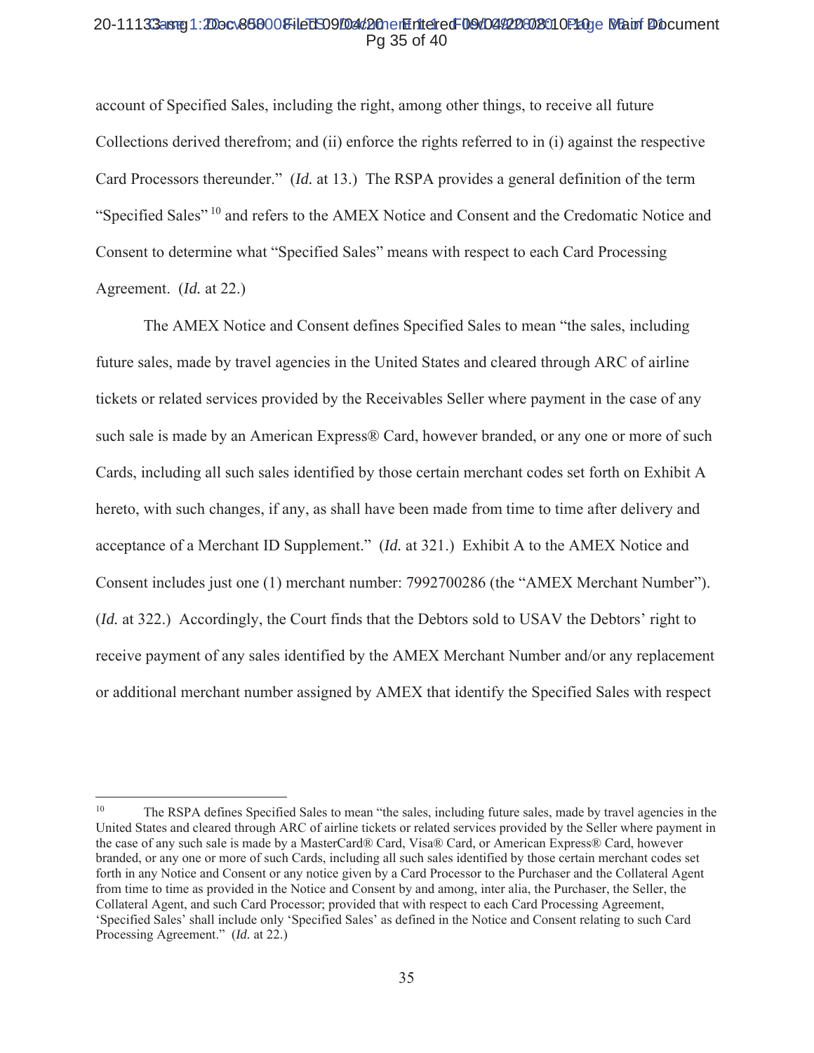account of Specified Sales, including the right, among other things, to receive all future Collections derived therefrom; and (ii) enforce the rights referred to in (i) against the respective Card Processors thereunder." (*Id.* at 13.) The RSPA provides a general definition of the term "Specified Sales"[10] and refers to the AMEX Notice and Consent and the Credomatic Notice and Consent to determine what "Specified Sales" means with respect to each Card Processing Agreement. (*Id.* at 22.)

The AMEX Notice and Consent defines Specified Sales to mean "the sales, including future sales, made by travel agencies in the United States and cleared through ARC of airline tickets or related services provided by the Receivables Seller where payment in the case of any such sale is made by an American Express® Card, however branded, or any one or more of such Cards, including all such sales identified by those certain merchant codes set forth on Exhibit A hereto, with such changes, if any, as shall have been made from time to time after delivery and acceptance of a Merchant ID Supplement." (*Id.* at 321.) Exhibit A to the AMEX Notice and Consent includes just one (1) merchant number: 7992700286 (the "AMEX Merchant Number"). (*Id.* at 322.) Accordingly, the Court finds that the Debtors sold to USAV the Debtors' right to receive payment of any sales identified by the AMEX Merchant Number and/or any replacement or additional merchant number assigned by AMEX that identify the Specified Sales with respect

---

[10] The RSPA defines Specified Sales to mean "the sales, including future sales, made by travel agencies in the United States and cleared through ARC of airline tickets or related services provided by the Seller where payment in the case of any such sale is made by a MasterCard® Card, Visa® Card, or American Express® Card, however branded, or any one or more of such Cards, including all such sales identified by those certain merchant codes set forth in any Notice and Consent or any notice given by a Card Processor to the Purchaser and the Collateral Agent from time to time as provided in the Notice and Consent by and among, inter alia, the Purchaser, the Seller, the Collateral Agent, and such Card Processor; provided that with respect to each Card Processing Agreement, 'Specified Sales' shall include only 'Specified Sales' as defined in the Notice and Consent relating to such Card Processing Agreement." (*Id.* at 22.)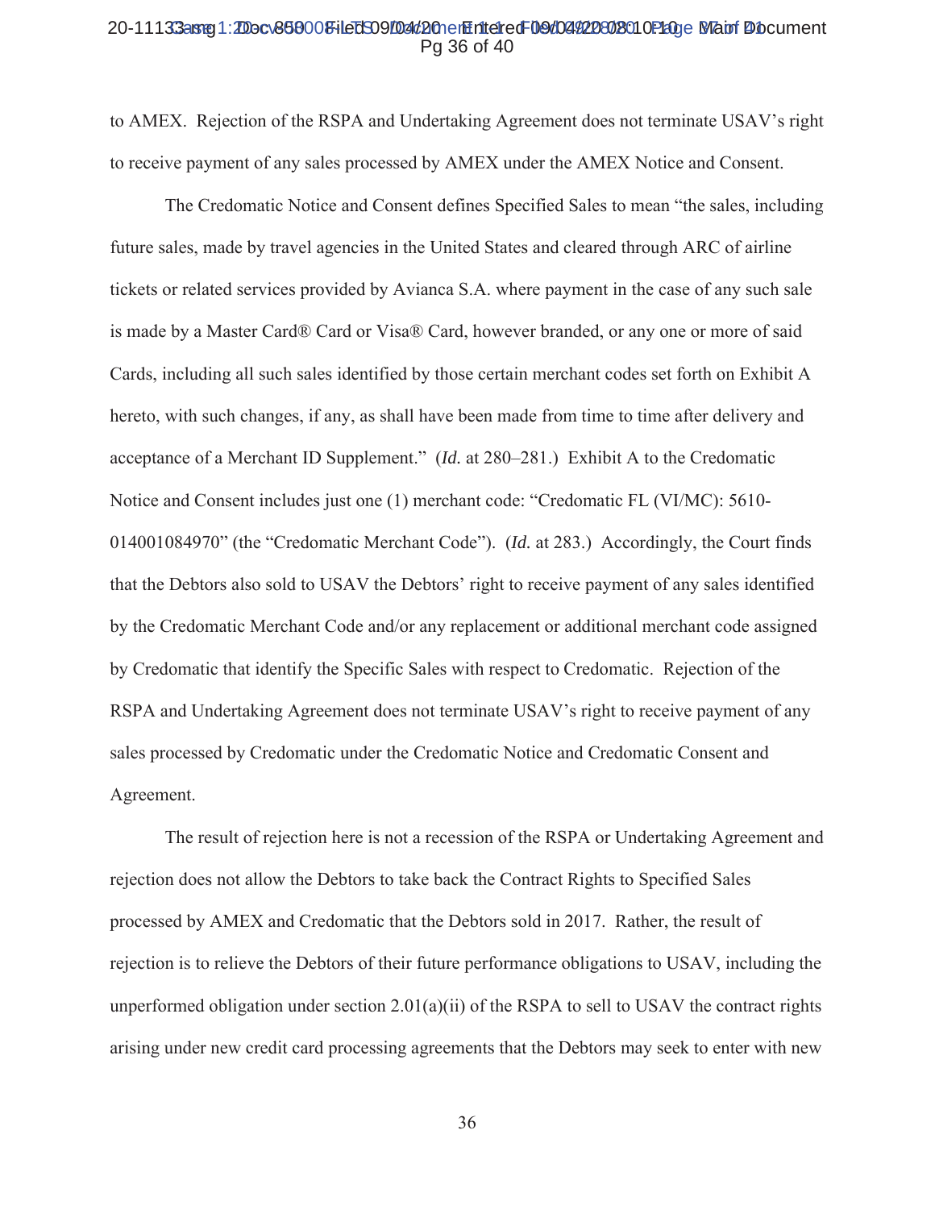to AMEX. Rejection of the RSPA and Undertaking Agreement does not terminate USAV's right to receive payment of any sales processed by AMEX under the AMEX Notice and Consent.

The Credomatic Notice and Consent defines Specified Sales to mean "the sales, including future sales, made by travel agencies in the United States and cleared through ARC of airline tickets or related services provided by Avianca S.A. where payment in the case of any such sale is made by a Master Card® Card or Visa® Card, however branded, or any one or more of said Cards, including all such sales identified by those certain merchant codes set forth on Exhibit A hereto, with such changes, if any, as shall have been made from time to time after delivery and acceptance of a Merchant ID Supplement." (*Id.* at 280–281.) Exhibit A to the Credomatic Notice and Consent includes just one (1) merchant code: "Credomatic FL (VI/MC): 5610-014001084970" (the "Credomatic Merchant Code"). (*Id.* at 283.) Accordingly, the Court finds that the Debtors also sold to USAV the Debtors' right to receive payment of any sales identified by the Credomatic Merchant Code and/or any replacement or additional merchant code assigned by Credomatic that identify the Specific Sales with respect to Credomatic. Rejection of the RSPA and Undertaking Agreement does not terminate USAV's right to receive payment of any sales processed by Credomatic under the Credomatic Notice and Credomatic Consent and Agreement.

The result of rejection here is not a recession of the RSPA or Undertaking Agreement and rejection does not allow the Debtors to take back the Contract Rights to Specified Sales processed by AMEX and Credomatic that the Debtors sold in 2017. Rather, the result of rejection is to relieve the Debtors of their future performance obligations to USAV, including the unperformed obligation under section 2.01(a)(ii) of the RSPA to sell to USAV the contract rights arising under new credit card processing agreements that the Debtors may seek to enter with new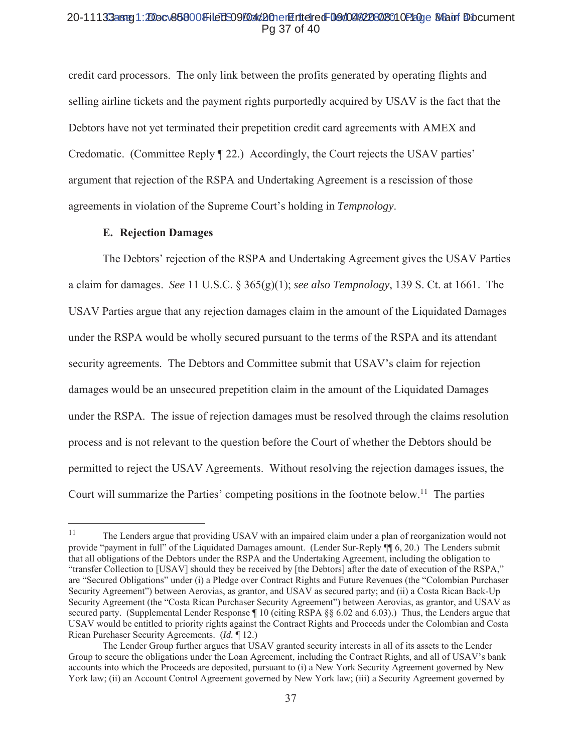credit card processors. The only link between the profits generated by operating flights and selling airline tickets and the payment rights purportedly acquired by USAV is the fact that the Debtors have not yet terminated their prepetition credit card agreements with AMEX and Credomatic. (Committee Reply ¶ 22.) Accordingly, the Court rejects the USAV parties' argument that rejection of the RSPA and Undertaking Agreement is a rescission of those agreements in violation of the Supreme Court's holding in *Tempnology*.

**E. Rejection Damages**

The Debtors' rejection of the RSPA and Undertaking Agreement gives the USAV Parties a claim for damages. *See* 11 U.S.C. § 365(g)(1); *see also Tempnology*, 139 S. Ct. at 1661. The USAV Parties argue that any rejection damages claim in the amount of the Liquidated Damages under the RSPA would be wholly secured pursuant to the terms of the RSPA and its attendant security agreements. The Debtors and Committee submit that USAV's claim for rejection damages would be an unsecured prepetition claim in the amount of the Liquidated Damages under the RSPA. The issue of rejection damages must be resolved through the claims resolution process and is not relevant to the question before the Court of whether the Debtors should be permitted to reject the USAV Agreements. Without resolving the rejection damages issues, the Court will summarize the Parties' competing positions in the footnote below.[11] The parties

---

[11] The Lenders argue that providing USAV with an impaired claim under a plan of reorganization would not provide "payment in full" of the Liquidated Damages amount. (Lender Sur-Reply ¶¶ 6, 20.) The Lenders submit that all obligations of the Debtors under the RSPA and the Undertaking Agreement, including the obligation to "transfer Collection to [USAV] should they be received by [the Debtors] after the date of execution of the RSPA," are "Secured Obligations" under (i) a Pledge over Contract Rights and Future Revenues (the "Colombian Purchaser Security Agreement") between Aerovias, as grantor, and USAV as secured party; and (ii) a Costa Rican Back-Up Security Agreement (the "Costa Rican Purchaser Security Agreement") between Aerovias, as grantor, and USAV as secured party. (Supplemental Lender Response ¶ 10 (citing RSPA §§ 6.02 and 6.03).) Thus, the Lenders argue that USAV would be entitled to priority rights against the Contract Rights and Proceeds under the Colombian and Costa Rican Purchaser Security Agreements. (*Id.* ¶ 12.)

The Lender Group further argues that USAV granted security interests in all of its assets to the Lender Group to secure the obligations under the Loan Agreement, including the Contract Rights, and all of USAV's bank accounts into which the Proceeds are deposited, pursuant to (i) a New York Security Agreement governed by New York law; (ii) an Account Control Agreement governed by New York law; (iii) a Security Agreement governed by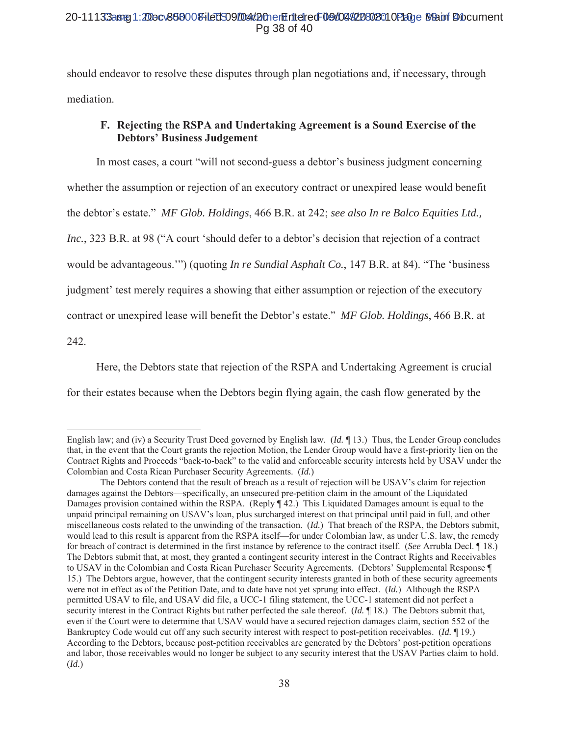should endeavor to resolve these disputes through plan negotiations and, if necessary, through mediation.

### F. Rejecting the RSPA and Undertaking Agreement is a Sound Exercise of the Debtors' Business Judgement

In most cases, a court "will not second-guess a debtor's business judgment concerning whether the assumption or rejection of an executory contract or unexpired lease would benefit the debtor's estate." *MF Glob. Holdings*, 466 B.R. at 242; *see also In re Balco Equities Ltd., Inc.*, 323 B.R. at 98 ("A court 'should defer to a debtor's decision that rejection of a contract would be advantageous.'") (quoting *In re Sundial Asphalt Co.*, 147 B.R. at 84). "The 'business judgment' test merely requires a showing that either assumption or rejection of the executory contract or unexpired lease will benefit the Debtor's estate." *MF Glob. Holdings*, 466 B.R. at 242.

Here, the Debtors state that rejection of the RSPA and Undertaking Agreement is crucial for their estates because when the Debtors begin flying again, the cash flow generated by the

---

English law; and (iv) a Security Trust Deed governed by English law. (*Id.* ¶ 13.) Thus, the Lender Group concludes that, in the event that the Court grants the rejection Motion, the Lender Group would have a first-priority lien on the Contract Rights and Proceeds "back-to-back" to the valid and enforceable security interests held by USAV under the Colombian and Costa Rican Purchaser Security Agreements. (*Id.*)

The Debtors contend that the result of breach as a result of rejection will be USAV's claim for rejection damages against the Debtors—specifically, an unsecured pre-petition claim in the amount of the Liquidated Damages provision contained within the RSPA. (Reply ¶ 42.) This Liquidated Damages amount is equal to the unpaid principal remaining on USAV's loan, plus surcharged interest on that principal until paid in full, and other miscellaneous costs related to the unwinding of the transaction. (*Id.*) That breach of the RSPA, the Debtors submit, would lead to this result is apparent from the RSPA itself—for under Colombian law, as under U.S. law, the remedy for breach of contract is determined in the first instance by reference to the contract itself. (*See* Arrubla Decl. ¶ 18.) The Debtors submit that, at most, they granted a contingent security interest in the Contract Rights and Receivables to USAV in the Colombian and Costa Rican Purchaser Security Agreements. (Debtors' Supplemental Response ¶ 15.) The Debtors argue, however, that the contingent security interests granted in both of these security agreements were not in effect as of the Petition Date, and to date have not yet sprung into effect. (*Id.*) Although the RSPA permitted USAV to file, and USAV did file, a UCC-1 filing statement, the UCC-1 statement did not perfect a security interest in the Contract Rights but rather perfected the sale thereof. (*Id.* ¶ 18.) The Debtors submit that, even if the Court were to determine that USAV would have a secured rejection damages claim, section 552 of the Bankruptcy Code would cut off any such security interest with respect to post-petition receivables. (*Id.* ¶ 19.) According to the Debtors, because post-petition receivables are generated by the Debtors' post-petition operations and labor, those receivables would no longer be subject to any security interest that the USAV Parties claim to hold. (*Id.*)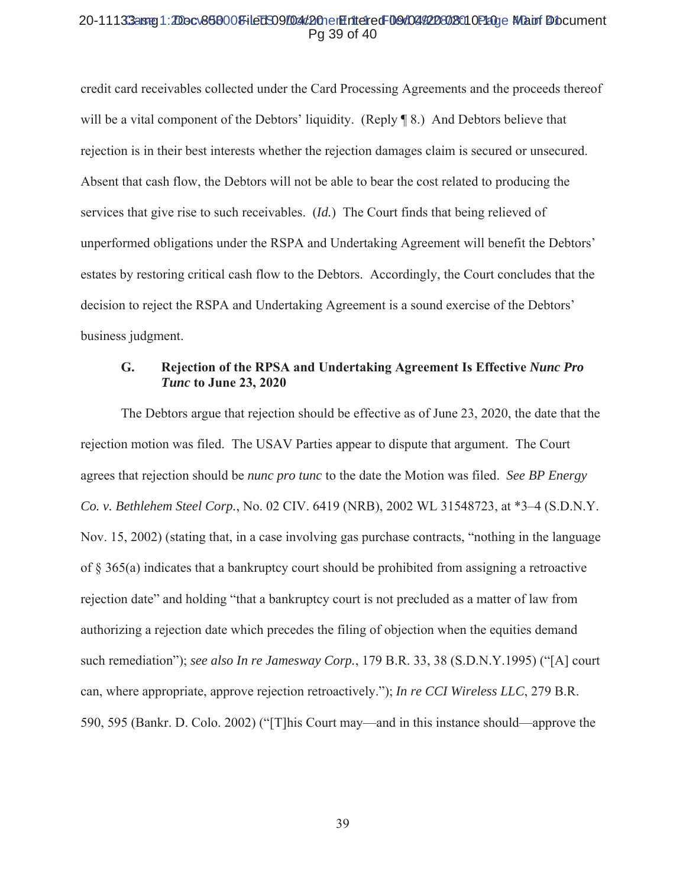credit card receivables collected under the Card Processing Agreements and the proceeds thereof will be a vital component of the Debtors' liquidity. (Reply ¶ 8.) And Debtors believe that rejection is in their best interests whether the rejection damages claim is secured or unsecured. Absent that cash flow, the Debtors will not be able to bear the cost related to producing the services that give rise to such receivables. (*Id.*) The Court finds that being relieved of unperformed obligations under the RSPA and Undertaking Agreement will benefit the Debtors' estates by restoring critical cash flow to the Debtors. Accordingly, the Court concludes that the decision to reject the RSPA and Undertaking Agreement is a sound exercise of the Debtors' business judgment.

### G. Rejection of the RPSA and Undertaking Agreement Is Effective *Nunc Pro Tunc* to June 23, 2020

The Debtors argue that rejection should be effective as of June 23, 2020, the date that the rejection motion was filed. The USAV Parties appear to dispute that argument. The Court agrees that rejection should be *nunc pro tunc* to the date the Motion was filed. *See BP Energy Co. v. Bethlehem Steel Corp.*, No. 02 CIV. 6419 (NRB), 2002 WL 31548723, at *3–4 (S.D.N.Y. Nov. 15, 2002) (stating that, in a case involving gas purchase contracts, "nothing in the language of § 365(a) indicates that a bankruptcy court should be prohibited from assigning a retroactive rejection date" and holding "that a bankruptcy court is not precluded as a matter of law from authorizing a rejection date which precedes the filing of objection when the equities demand such remediation"); *see also In re Jamesway Corp.*, 179 B.R. 33, 38 (S.D.N.Y.1995) ("[A] court can, where appropriate, approve rejection retroactively."); *In re CCI Wireless LLC*, 279 B.R. 590, 595 (Bankr. D. Colo. 2002) ("[T]his Court may—and in this instance should—approve the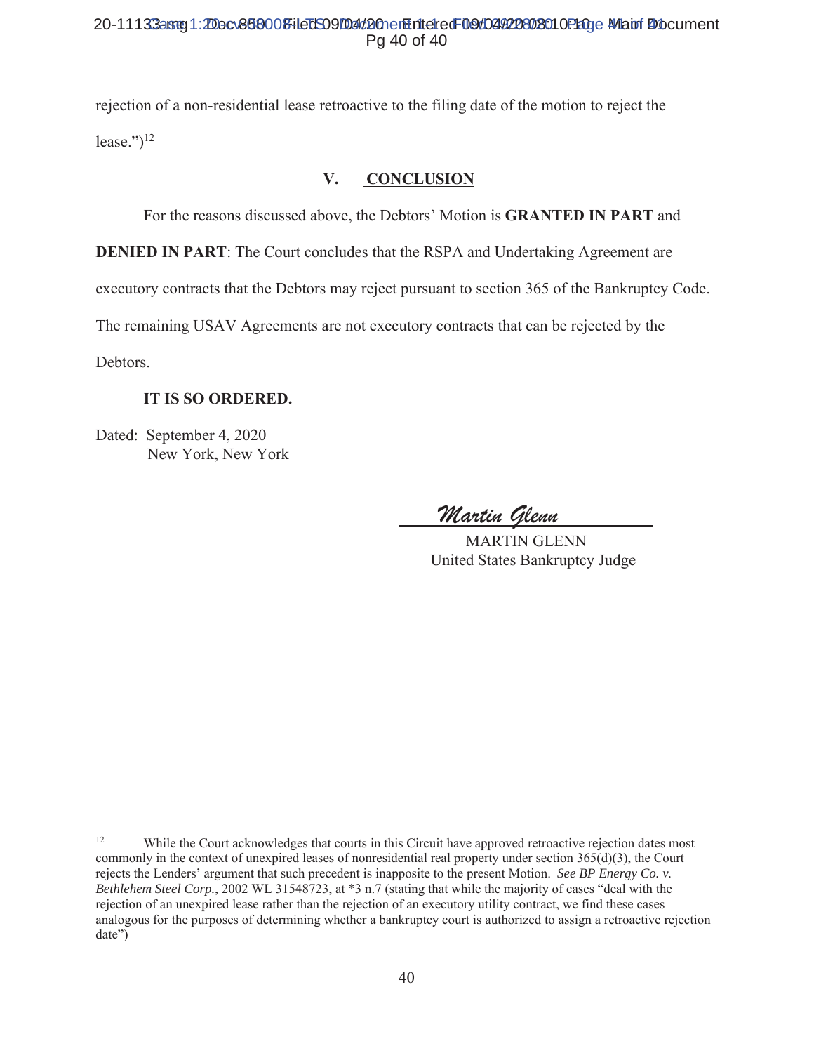rejection of a non-residential lease retroactive to the filing date of the motion to reject the lease.")[12]

## V. CONCLUSION

For the reasons discussed above, the Debtors' Motion is **GRANTED IN PART** and **DENIED IN PART**: The Court concludes that the RSPA and Undertaking Agreement are executory contracts that the Debtors may reject pursuant to section 365 of the Bankruptcy Code. The remaining USAV Agreements are not executory contracts that can be rejected by the Debtors.

**IT IS SO ORDERED.**

Dated: September 4, 2020
New York, New York

*Martin Glenn*
MARTIN GLENN
United States Bankruptcy Judge

---

[12] While the Court acknowledges that courts in this Circuit have approved retroactive rejection dates most commonly in the context of unexpired leases of nonresidential real property under section 365(d)(3), the Court rejects the Lenders' argument that such precedent is inapposite to the present Motion. *See BP Energy Co. v. Bethlehem Steel Corp.*, 2002 WL 31548723, at *3 n.7 (stating that while the majority of cases "deal with the rejection of an unexpired lease rather than the rejection of an executory utility contract, we find these cases analogous for the purposes of determining whether a bankruptcy court is authorized to assign a retroactive rejection date")